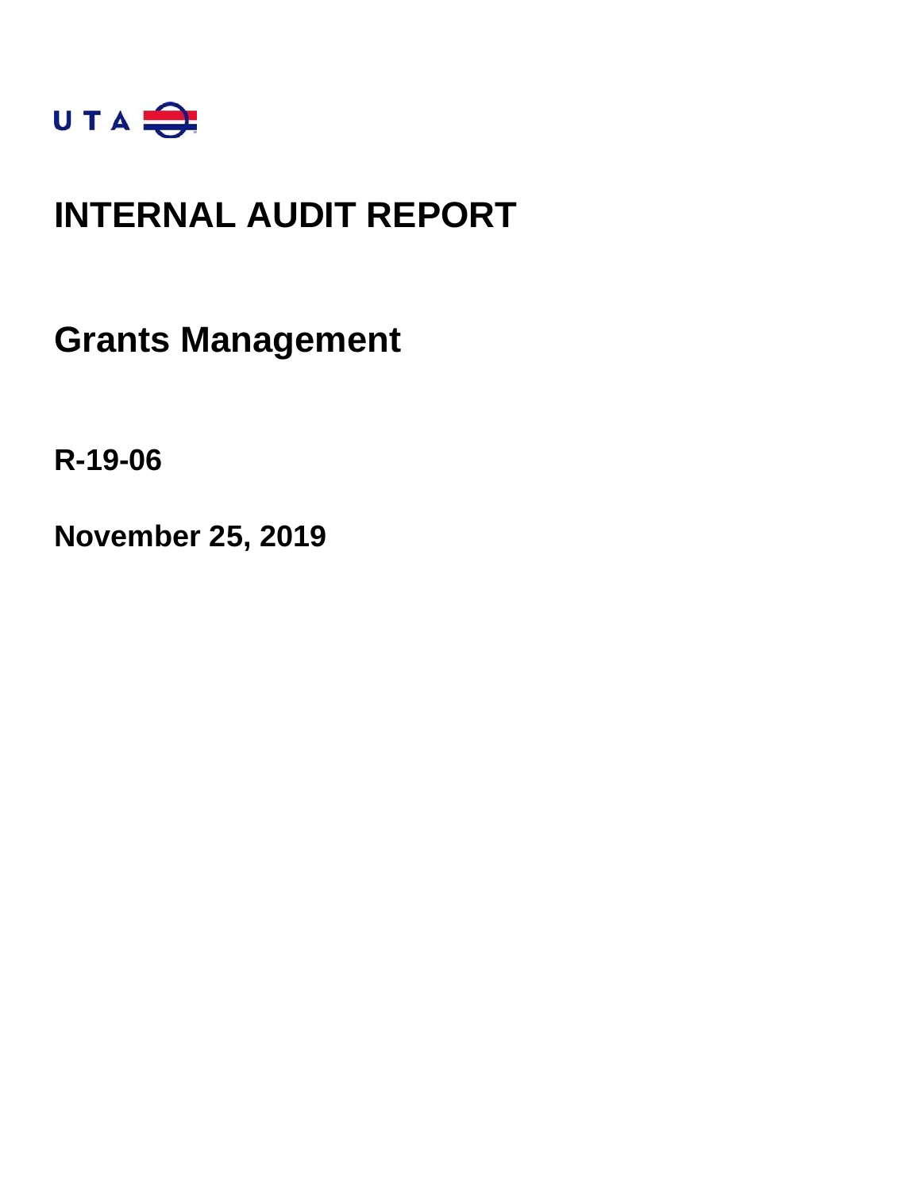UTA

# INTERNAL AUDIT REPORT

## Grants Management

**R-19-06**

**November 25, 2019**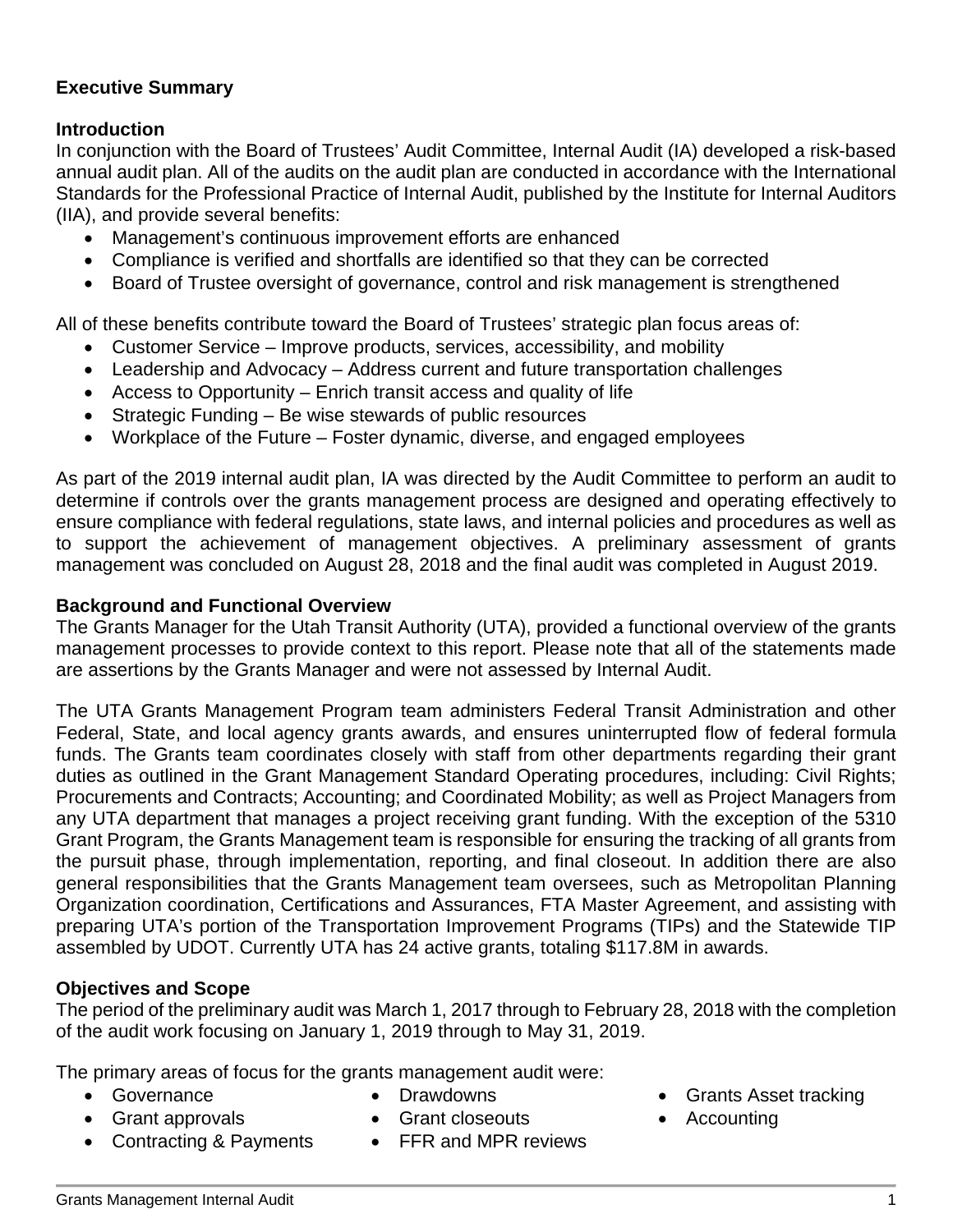# Executive Summary

## Introduction

In conjunction with the Board of Trustees' Audit Committee, Internal Audit (IA) developed a risk-based annual audit plan. All of the audits on the audit plan are conducted in accordance with the International Standards for the Professional Practice of Internal Audit, published by the Institute for Internal Auditors (IIA), and provide several benefits:

- Management's continuous improvement efforts are enhanced
- Compliance is verified and shortfalls are identified so that they can be corrected
- Board of Trustee oversight of governance, control and risk management is strengthened

All of these benefits contribute toward the Board of Trustees' strategic plan focus areas of:

- Customer Service – Improve products, services, accessibility, and mobility
- Leadership and Advocacy – Address current and future transportation challenges
- Access to Opportunity – Enrich transit access and quality of life
- Strategic Funding – Be wise stewards of public resources
- Workplace of the Future – Foster dynamic, diverse, and engaged employees

As part of the 2019 internal audit plan, IA was directed by the Audit Committee to perform an audit to determine if controls over the grants management process are designed and operating effectively to ensure compliance with federal regulations, state laws, and internal policies and procedures as well as to support the achievement of management objectives. A preliminary assessment of grants management was concluded on August 28, 2018 and the final audit was completed in August 2019.

## Background and Functional Overview

The Grants Manager for the Utah Transit Authority (UTA), provided a functional overview of the grants management processes to provide context to this report. Please note that all of the statements made are assertions by the Grants Manager and were not assessed by Internal Audit.

The UTA Grants Management Program team administers Federal Transit Administration and other Federal, State, and local agency grants awards, and ensures uninterrupted flow of federal formula funds. The Grants team coordinates closely with staff from other departments regarding their grant duties as outlined in the Grant Management Standard Operating procedures, including: Civil Rights; Procurements and Contracts; Accounting; and Coordinated Mobility; as well as Project Managers from any UTA department that manages a project receiving grant funding. With the exception of the 5310 Grant Program, the Grants Management team is responsible for ensuring the tracking of all grants from the pursuit phase, through implementation, reporting, and final closeout. In addition there are also general responsibilities that the Grants Management team oversees, such as Metropolitan Planning Organization coordination, Certifications and Assurances, FTA Master Agreement, and assisting with preparing UTA's portion of the Transportation Improvement Programs (TIPs) and the Statewide TIP assembled by UDOT. Currently UTA has 24 active grants, totaling $117.8M in awards.

## Objectives and Scope

The period of the preliminary audit was March 1, 2017 through to February 28, 2018 with the completion of the audit work focusing on January 1, 2019 through to May 31, 2019.

The primary areas of focus for the grants management audit were:

- Governance
- Grant approvals
- Contracting & Payments
- Drawdowns
- Grant closeouts
- FFR and MPR reviews
- Grants Asset tracking
- Accounting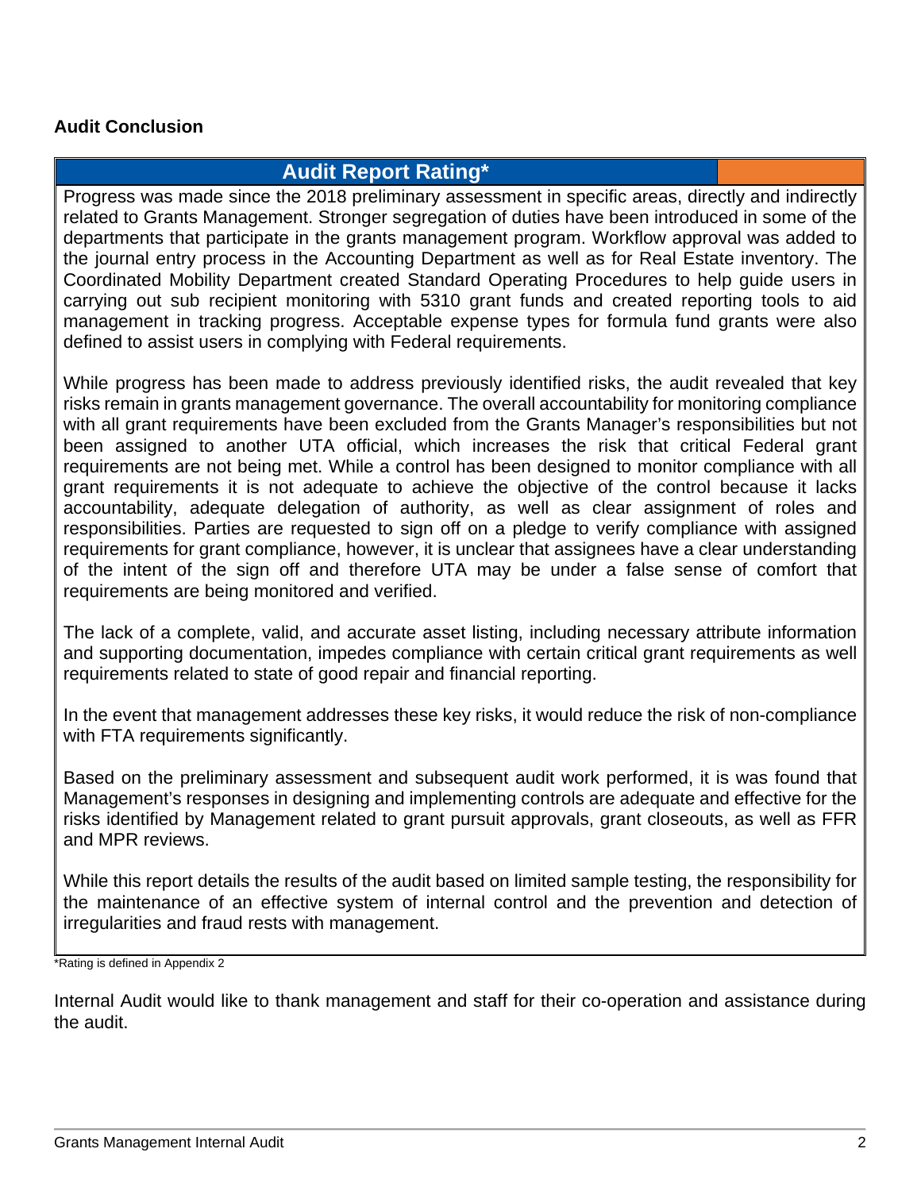### Audit Conclusion

| Audit Report Rating* |
| --- |
| Progress was made since the 2018 preliminary assessment in specific areas, directly and indirectly related to Grants Management. Stronger segregation of duties have been introduced in some of the departments that participate in the grants management program. Workflow approval was added to the journal entry process in the Accounting Department as well as for Real Estate inventory. The Coordinated Mobility Department created Standard Operating Procedures to help guide users in carrying out sub recipient monitoring with 5310 grant funds and created reporting tools to aid management in tracking progress. Acceptable expense types for formula fund grants were also defined to assist users in complying with Federal requirements.<br><br>While progress has been made to address previously identified risks, the audit revealed that key risks remain in grants management governance. The overall accountability for monitoring compliance with all grant requirements have been excluded from the Grants Manager's responsibilities but not been assigned to another UTA official, which increases the risk that critical Federal grant requirements are not being met. While a control has been designed to monitor compliance with all grant requirements it is not adequate to achieve the objective of the control because it lacks accountability, adequate delegation of authority, as well as clear assignment of roles and responsibilities. Parties are requested to sign off on a pledge to verify compliance with assigned requirements for grant compliance, however, it is unclear that assignees have a clear understanding of the intent of the sign off and therefore UTA may be under a false sense of comfort that requirements are being monitored and verified.<br><br>The lack of a complete, valid, and accurate asset listing, including necessary attribute information and supporting documentation, impedes compliance with certain critical grant requirements as well requirements related to state of good repair and financial reporting.<br><br>In the event that management addresses these key risks, it would reduce the risk of non-compliance with FTA requirements significantly.<br><br>Based on the preliminary assessment and subsequent audit work performed, it is was found that Management's responses in designing and implementing controls are adequate and effective for the risks identified by Management related to grant pursuit approvals, grant closeouts, as well as FFR and MPR reviews.<br><br>While this report details the results of the audit based on limited sample testing, the responsibility for the maintenance of an effective system of internal control and the prevention and detection of irregularities and fraud rests with management. |

*Rating is defined in Appendix 2

Internal Audit would like to thank management and staff for their co-operation and assistance during the audit.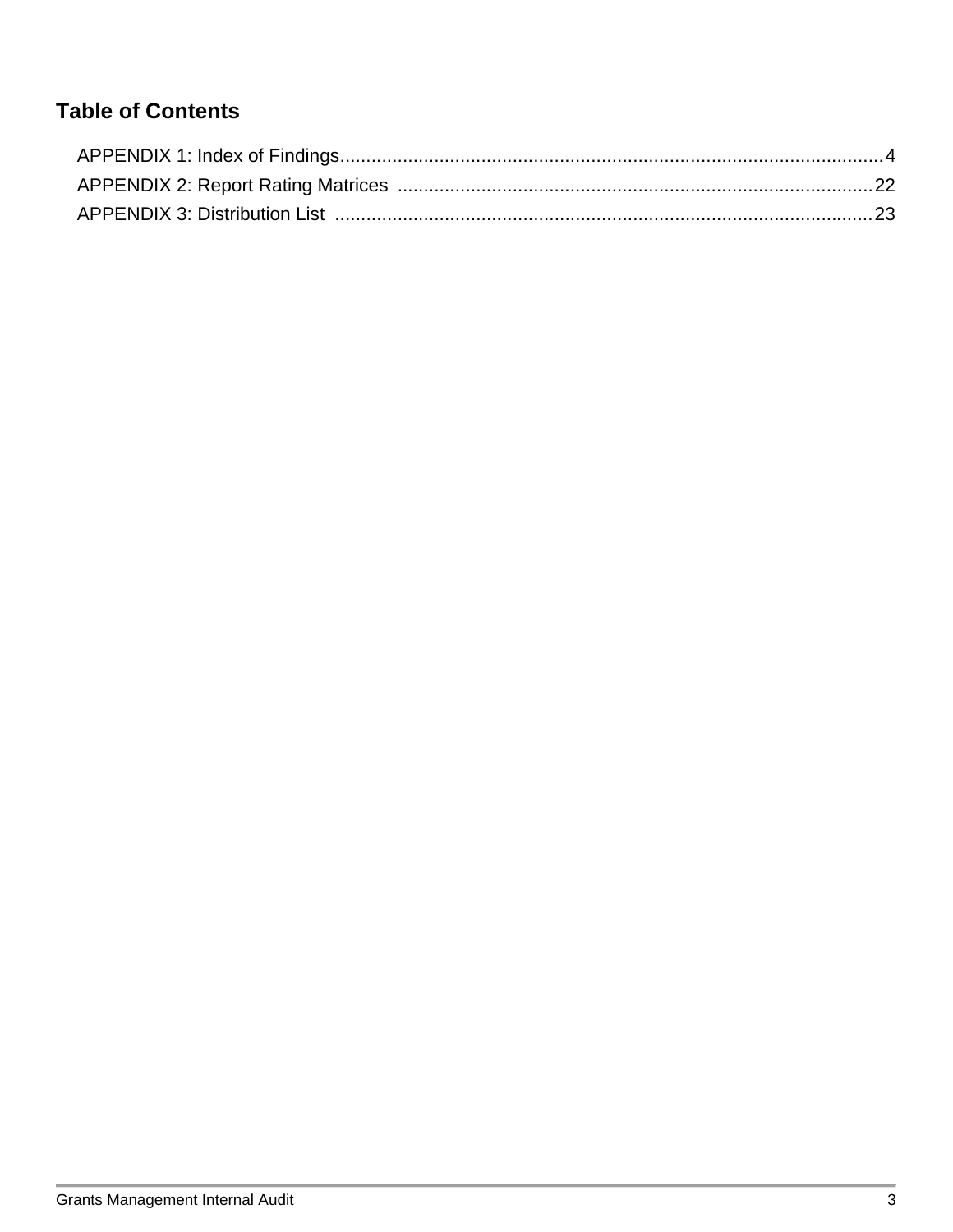## Table of Contents

APPENDIX 1: Index of Findings........................................................................................................4
APPENDIX 2: Report Rating Matrices ..........................................................................................22
APPENDIX 3: Distribution List ......................................................................................................23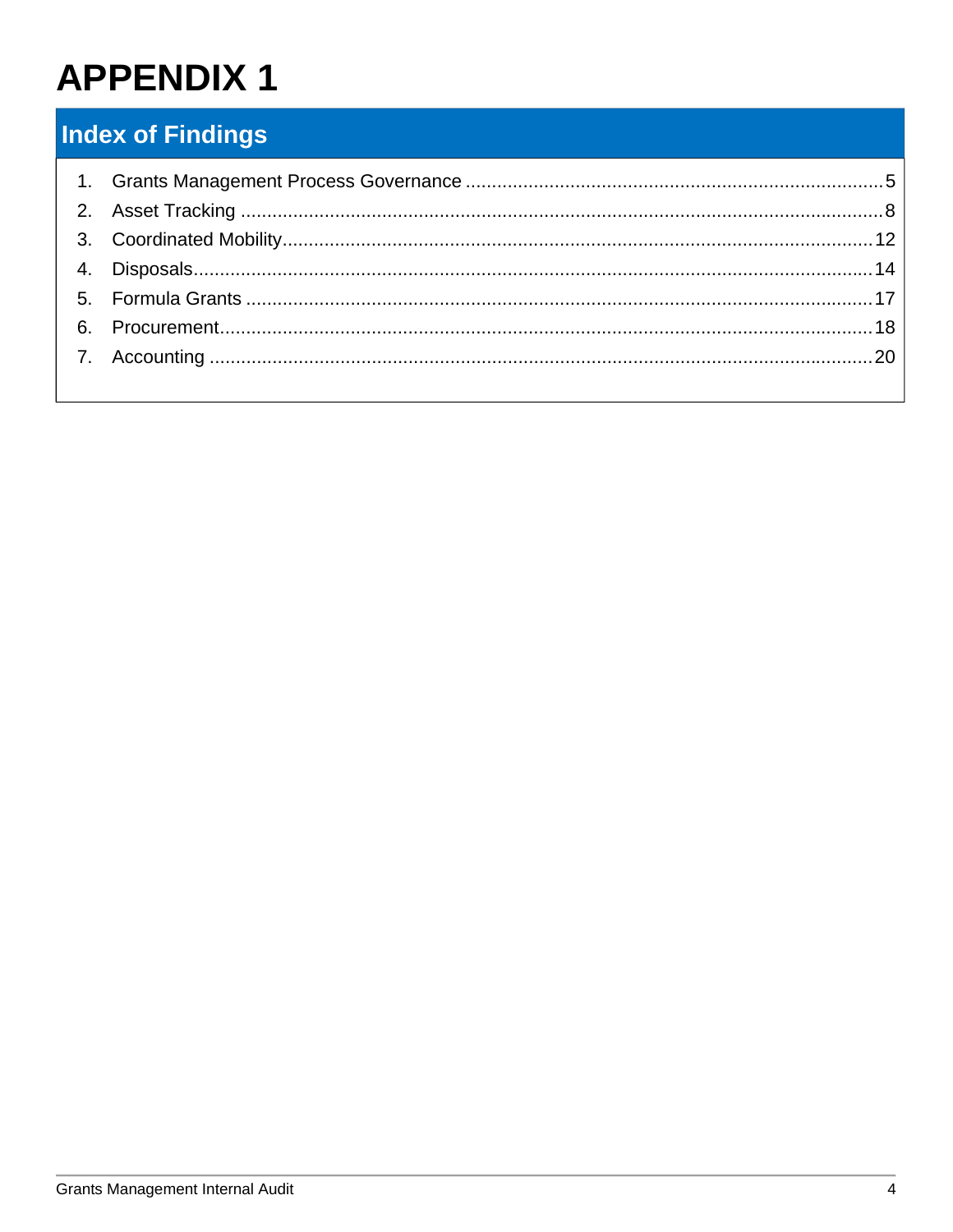# APPENDIX 1

## Index of Findings

1. Grants Management Process Governance ........ 5
2. Asset Tracking ........ 8
3. Coordinated Mobility ........ 12
4. Disposals ........ 14
5. Formula Grants ........ 17
6. Procurement ........ 18
7. Accounting ........ 20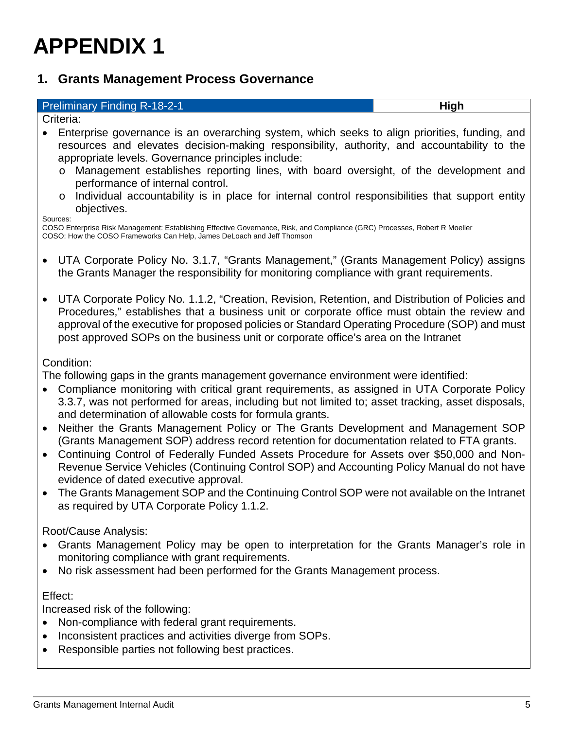# APPENDIX 1

## 1. Grants Management Process Governance

| Preliminary Finding R-18-2-1 | **High** |
|---|---|

Criteria:

- Enterprise governance is an overarching system, which seeks to align priorities, funding, and resources and elevates decision-making responsibility, authority, and accountability to the appropriate levels. Governance principles include:
  - Management establishes reporting lines, with board oversight, of the development and performance of internal control.
  - Individual accountability is in place for internal control responsibilities that support entity objectives.

Sources:
COSO Enterprise Risk Management: Establishing Effective Governance, Risk, and Compliance (GRC) Processes, Robert R Moeller
COSO: How the COSO Frameworks Can Help, James DeLoach and Jeff Thomson

- UTA Corporate Policy No. 3.1.7, "Grants Management," (Grants Management Policy) assigns the Grants Manager the responsibility for monitoring compliance with grant requirements.

- UTA Corporate Policy No. 1.1.2, "Creation, Revision, Retention, and Distribution of Policies and Procedures," establishes that a business unit or corporate office must obtain the review and approval of the executive for proposed policies or Standard Operating Procedure (SOP) and must post approved SOPs on the business unit or corporate office's area on the Intranet

Condition:

The following gaps in the grants management governance environment were identified:

- Compliance monitoring with critical grant requirements, as assigned in UTA Corporate Policy 3.3.7, was not performed for areas, including but not limited to; asset tracking, asset disposals, and determination of allowable costs for formula grants.
- Neither the Grants Management Policy or The Grants Development and Management SOP (Grants Management SOP) address record retention for documentation related to FTA grants.
- Continuing Control of Federally Funded Assets Procedure for Assets over $50,000 and Non-Revenue Service Vehicles (Continuing Control SOP) and Accounting Policy Manual do not have evidence of dated executive approval.
- The Grants Management SOP and the Continuing Control SOP were not available on the Intranet as required by UTA Corporate Policy 1.1.2.

Root/Cause Analysis:

- Grants Management Policy may be open to interpretation for the Grants Manager's role in monitoring compliance with grant requirements.
- No risk assessment had been performed for the Grants Management process.

Effect:

Increased risk of the following:

- Non-compliance with federal grant requirements.
- Inconsistent practices and activities diverge from SOPs.
- Responsible parties not following best practices.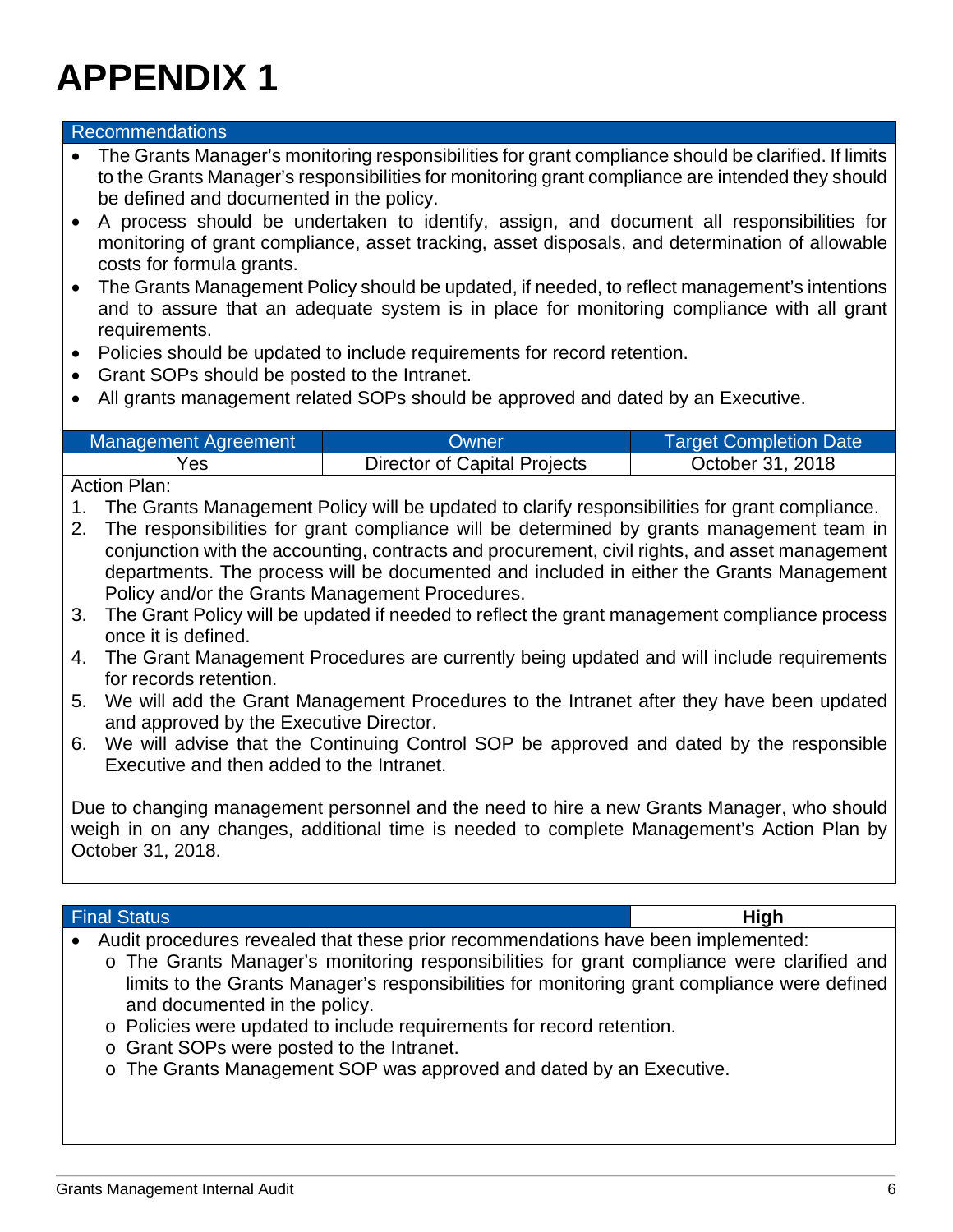# APPENDIX 1

**Recommendations**

- The Grants Manager's monitoring responsibilities for grant compliance should be clarified. If limits to the Grants Manager's responsibilities for monitoring grant compliance are intended they should be defined and documented in the policy.
- A process should be undertaken to identify, assign, and document all responsibilities for monitoring of grant compliance, asset tracking, asset disposals, and determination of allowable costs for formula grants.
- The Grants Management Policy should be updated, if needed, to reflect management's intentions and to assure that an adequate system is in place for monitoring compliance with all grant requirements.
- Policies should be updated to include requirements for record retention.
- Grant SOPs should be posted to the Intranet.
- All grants management related SOPs should be approved and dated by an Executive.

| Management Agreement | Owner | Target Completion Date |
|---|---|---|
| Yes | Director of Capital Projects | October 31, 2018 |

Action Plan:

1. The Grants Management Policy will be updated to clarify responsibilities for grant compliance.
2. The responsibilities for grant compliance will be determined by grants management team in conjunction with the accounting, contracts and procurement, civil rights, and asset management departments. The process will be documented and included in either the Grants Management Policy and/or the Grants Management Procedures.
3. The Grant Policy will be updated if needed to reflect the grant management compliance process once it is defined.
4. The Grant Management Procedures are currently being updated and will include requirements for records retention.
5. We will add the Grant Management Procedures to the Intranet after they have been updated and approved by the Executive Director.
6. We will advise that the Continuing Control SOP be approved and dated by the responsible Executive and then added to the Intranet.

Due to changing management personnel and the need to hire a new Grants Manager, who should weigh in on any changes, additional time is needed to complete Management's Action Plan by October 31, 2018.

| Final Status | **High** |
|---|---|

- Audit procedures revealed that these prior recommendations have been implemented:
  - The Grants Manager's monitoring responsibilities for grant compliance were clarified and limits to the Grants Manager's responsibilities for monitoring grant compliance were defined and documented in the policy.
  - Policies were updated to include requirements for record retention.
  - Grant SOPs were posted to the Intranet.
  - The Grants Management SOP was approved and dated by an Executive.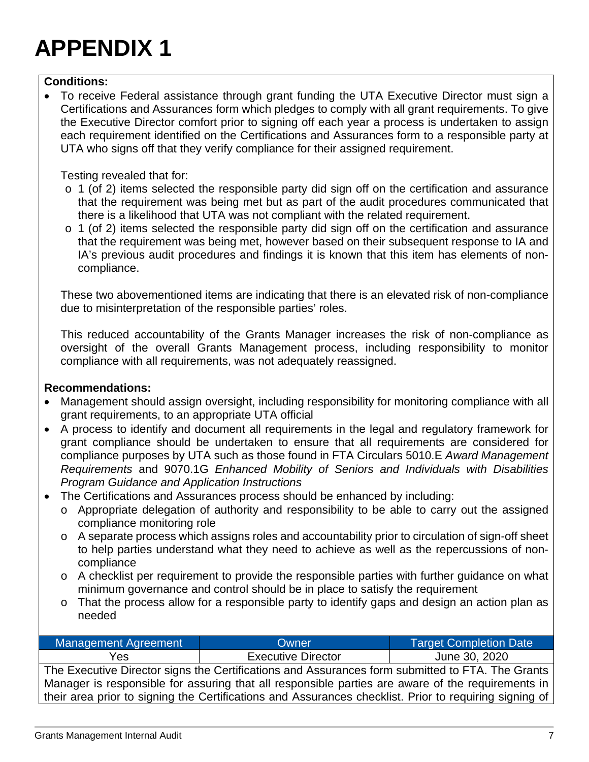# APPENDIX 1

**Conditions:**

- To receive Federal assistance through grant funding the UTA Executive Director must sign a Certifications and Assurances form which pledges to comply with all grant requirements. To give the Executive Director comfort prior to signing off each year a process is undertaken to assign each requirement identified on the Certifications and Assurances form to a responsible party at UTA who signs off that they verify compliance for their assigned requirement.

  Testing revealed that for:

  - 1 (of 2) items selected the responsible party did sign off on the certification and assurance that the requirement was being met but as part of the audit procedures communicated that there is a likelihood that UTA was not compliant with the related requirement.
  - 1 (of 2) items selected the responsible party did sign off on the certification and assurance that the requirement was being met, however based on their subsequent response to IA and IA's previous audit procedures and findings it is known that this item has elements of non-compliance.

  These two abovementioned items are indicating that there is an elevated risk of non-compliance due to misinterpretation of the responsible parties' roles.

  This reduced accountability of the Grants Manager increases the risk of non-compliance as oversight of the overall Grants Management process, including responsibility to monitor compliance with all requirements, was not adequately reassigned.

**Recommendations:**

- Management should assign oversight, including responsibility for monitoring compliance with all grant requirements, to an appropriate UTA official
- A process to identify and document all requirements in the legal and regulatory framework for grant compliance should be undertaken to ensure that all requirements are considered for compliance purposes by UTA such as those found in FTA Circulars 5010.E *Award Management Requirements* and 9070.1G *Enhanced Mobility of Seniors and Individuals with Disabilities Program Guidance and Application Instructions*
- The Certifications and Assurances process should be enhanced by including:
  - Appropriate delegation of authority and responsibility to be able to carry out the assigned compliance monitoring role
  - A separate process which assigns roles and accountability prior to circulation of sign-off sheet to help parties understand what they need to achieve as well as the repercussions of non-compliance
  - A checklist per requirement to provide the responsible parties with further guidance on what minimum governance and control should be in place to satisfy the requirement
  - That the process allow for a responsible party to identify gaps and design an action plan as needed

| Management Agreement | Owner | Target Completion Date |
|---|---|---|
| Yes | Executive Director | June 30, 2020 |

The Executive Director signs the Certifications and Assurances form submitted to FTA. The Grants Manager is responsible for assuring that all responsible parties are aware of the requirements in their area prior to signing the Certifications and Assurances checklist. Prior to requiring signing of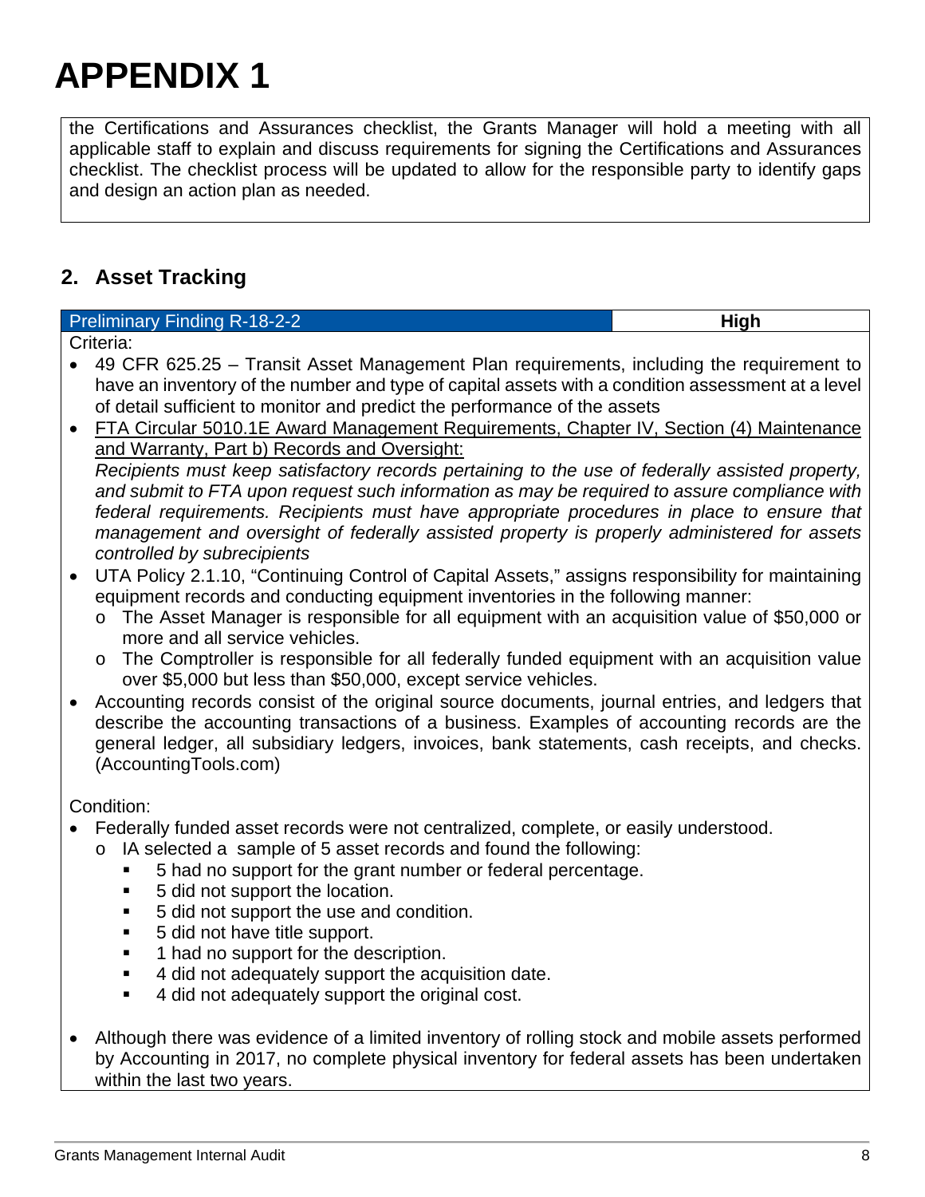# APPENDIX 1

the Certifications and Assurances checklist, the Grants Manager will hold a meeting with all applicable staff to explain and discuss requirements for signing the Certifications and Assurances checklist. The checklist process will be updated to allow for the responsible party to identify gaps and design an action plan as needed.

## 2. Asset Tracking

| Preliminary Finding R-18-2-2 | **High** |
|---|---|

Criteria:

- 49 CFR 625.25 – Transit Asset Management Plan requirements, including the requirement to have an inventory of the number and type of capital assets with a condition assessment at a level of detail sufficient to monitor and predict the performance of the assets
- FTA Circular 5010.1E Award Management Requirements, Chapter IV, Section (4) Maintenance and Warranty, Part b) Records and Oversight:
  *Recipients must keep satisfactory records pertaining to the use of federally assisted property, and submit to FTA upon request such information as may be required to assure compliance with federal requirements. Recipients must have appropriate procedures in place to ensure that management and oversight of federally assisted property is properly administered for assets controlled by subrecipients*
- UTA Policy 2.1.10, "Continuing Control of Capital Assets," assigns responsibility for maintaining equipment records and conducting equipment inventories in the following manner:
  - The Asset Manager is responsible for all equipment with an acquisition value of $50,000 or more and all service vehicles.
  - The Comptroller is responsible for all federally funded equipment with an acquisition value over $5,000 but less than $50,000, except service vehicles.
- Accounting records consist of the original source documents, journal entries, and ledgers that describe the accounting transactions of a business. Examples of accounting records are the general ledger, all subsidiary ledgers, invoices, bank statements, cash receipts, and checks. (AccountingTools.com)

Condition:

- Federally funded asset records were not centralized, complete, or easily understood.
  - IA selected a sample of 5 asset records and found the following:
    - 5 had no support for the grant number or federal percentage.
    - 5 did not support the location.
    - 5 did not support the use and condition.
    - 5 did not have title support.
    - 1 had no support for the description.
    - 4 did not adequately support the acquisition date.
    - 4 did not adequately support the original cost.
- Although there was evidence of a limited inventory of rolling stock and mobile assets performed by Accounting in 2017, no complete physical inventory for federal assets has been undertaken within the last two years.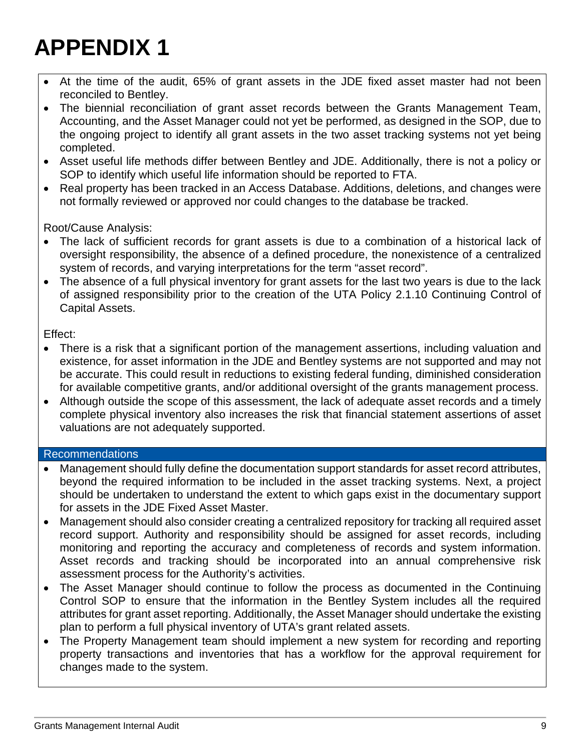# APPENDIX 1

- At the time of the audit, 65% of grant assets in the JDE fixed asset master had not been reconciled to Bentley.
- The biennial reconciliation of grant asset records between the Grants Management Team, Accounting, and the Asset Manager could not yet be performed, as designed in the SOP, due to the ongoing project to identify all grant assets in the two asset tracking systems not yet being completed.
- Asset useful life methods differ between Bentley and JDE. Additionally, there is not a policy or SOP to identify which useful life information should be reported to FTA.
- Real property has been tracked in an Access Database. Additions, deletions, and changes were not formally reviewed or approved nor could changes to the database be tracked.

Root/Cause Analysis:

- The lack of sufficient records for grant assets is due to a combination of a historical lack of oversight responsibility, the absence of a defined procedure, the nonexistence of a centralized system of records, and varying interpretations for the term "asset record".
- The absence of a full physical inventory for grant assets for the last two years is due to the lack of assigned responsibility prior to the creation of the UTA Policy 2.1.10 Continuing Control of Capital Assets.

Effect:

- There is a risk that a significant portion of the management assertions, including valuation and existence, for asset information in the JDE and Bentley systems are not supported and may not be accurate. This could result in reductions to existing federal funding, diminished consideration for available competitive grants, and/or additional oversight of the grants management process.
- Although outside the scope of this assessment, the lack of adequate asset records and a timely complete physical inventory also increases the risk that financial statement assertions of asset valuations are not adequately supported.

## Recommendations

- Management should fully define the documentation support standards for asset record attributes, beyond the required information to be included in the asset tracking systems. Next, a project should be undertaken to understand the extent to which gaps exist in the documentary support for assets in the JDE Fixed Asset Master.
- Management should also consider creating a centralized repository for tracking all required asset record support. Authority and responsibility should be assigned for asset records, including monitoring and reporting the accuracy and completeness of records and system information. Asset records and tracking should be incorporated into an annual comprehensive risk assessment process for the Authority's activities.
- The Asset Manager should continue to follow the process as documented in the Continuing Control SOP to ensure that the information in the Bentley System includes all the required attributes for grant asset reporting. Additionally, the Asset Manager should undertake the existing plan to perform a full physical inventory of UTA's grant related assets.
- The Property Management team should implement a new system for recording and reporting property transactions and inventories that has a workflow for the approval requirement for changes made to the system.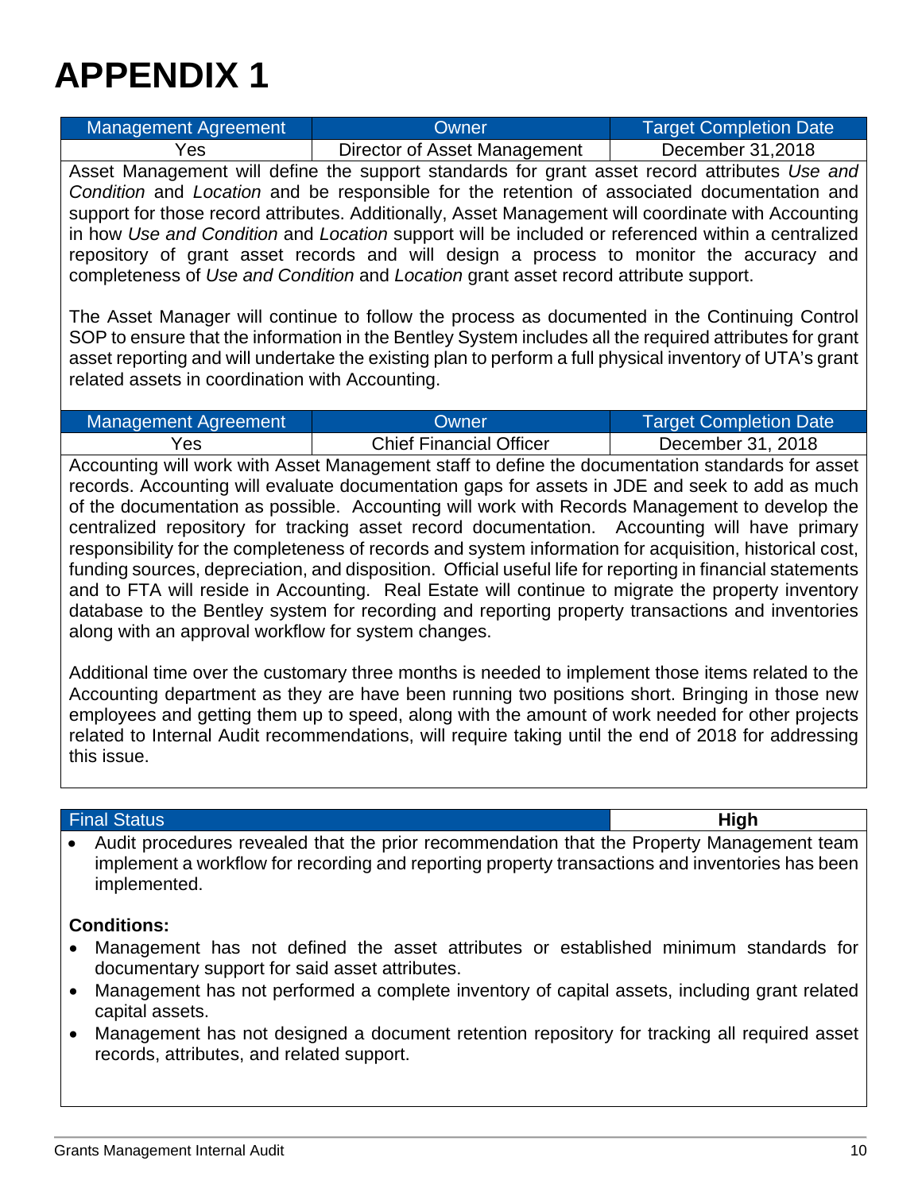# APPENDIX 1

| Management Agreement | Owner | Target Completion Date |
| --- | --- | --- |
| Yes | Director of Asset Management | December 31,2018 |

Asset Management will define the support standards for grant asset record attributes *Use and Condition* and *Location* and be responsible for the retention of associated documentation and support for those record attributes. Additionally, Asset Management will coordinate with Accounting in how *Use and Condition* and *Location* support will be included or referenced within a centralized repository of grant asset records and will design a process to monitor the accuracy and completeness of *Use and Condition* and *Location* grant asset record attribute support.

The Asset Manager will continue to follow the process as documented in the Continuing Control SOP to ensure that the information in the Bentley System includes all the required attributes for grant asset reporting and will undertake the existing plan to perform a full physical inventory of UTA's grant related assets in coordination with Accounting.

| Management Agreement | Owner | Target Completion Date |
| --- | --- | --- |
| Yes | Chief Financial Officer | December 31, 2018 |

Accounting will work with Asset Management staff to define the documentation standards for asset records. Accounting will evaluate documentation gaps for assets in JDE and seek to add as much of the documentation as possible. Accounting will work with Records Management to develop the centralized repository for tracking asset record documentation. Accounting will have primary responsibility for the completeness of records and system information for acquisition, historical cost, funding sources, depreciation, and disposition. Official useful life for reporting in financial statements and to FTA will reside in Accounting. Real Estate will continue to migrate the property inventory database to the Bentley system for recording and reporting property transactions and inventories along with an approval workflow for system changes.

Additional time over the customary three months is needed to implement those items related to the Accounting department as they are have been running two positions short. Bringing in those new employees and getting them up to speed, along with the amount of work needed for other projects related to Internal Audit recommendations, will require taking until the end of 2018 for addressing this issue.

| Final Status | **High** |
| --- | --- |

- Audit procedures revealed that the prior recommendation that the Property Management team implement a workflow for recording and reporting property transactions and inventories has been implemented.

**Conditions:**

- Management has not defined the asset attributes or established minimum standards for documentary support for said asset attributes.
- Management has not performed a complete inventory of capital assets, including grant related capital assets.
- Management has not designed a document retention repository for tracking all required asset records, attributes, and related support.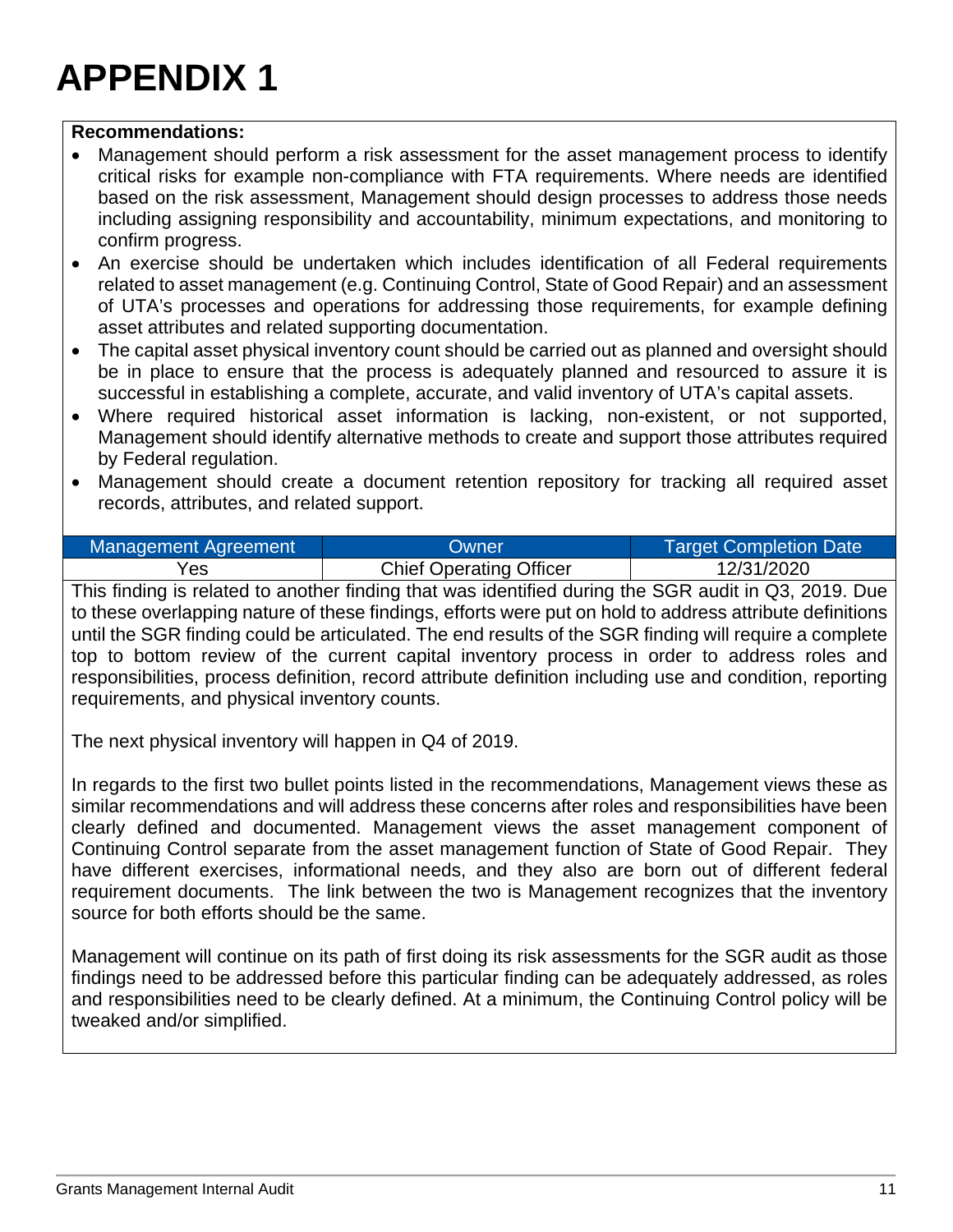# APPENDIX 1

**Recommendations:**

- Management should perform a risk assessment for the asset management process to identify critical risks for example non-compliance with FTA requirements. Where needs are identified based on the risk assessment, Management should design processes to address those needs including assigning responsibility and accountability, minimum expectations, and monitoring to confirm progress.
- An exercise should be undertaken which includes identification of all Federal requirements related to asset management (e.g. Continuing Control, State of Good Repair) and an assessment of UTA's processes and operations for addressing those requirements, for example defining asset attributes and related supporting documentation.
- The capital asset physical inventory count should be carried out as planned and oversight should be in place to ensure that the process is adequately planned and resourced to assure it is successful in establishing a complete, accurate, and valid inventory of UTA's capital assets.
- Where required historical asset information is lacking, non-existent, or not supported, Management should identify alternative methods to create and support those attributes required by Federal regulation.
- Management should create a document retention repository for tracking all required asset records, attributes, and related support.

| Management Agreement | Owner | Target Completion Date |
|---|---|---|
| Yes | Chief Operating Officer | 12/31/2020 |

This finding is related to another finding that was identified during the SGR audit in Q3, 2019. Due to these overlapping nature of these findings, efforts were put on hold to address attribute definitions until the SGR finding could be articulated. The end results of the SGR finding will require a complete top to bottom review of the current capital inventory process in order to address roles and responsibilities, process definition, record attribute definition including use and condition, reporting requirements, and physical inventory counts.

The next physical inventory will happen in Q4 of 2019.

In regards to the first two bullet points listed in the recommendations, Management views these as similar recommendations and will address these concerns after roles and responsibilities have been clearly defined and documented. Management views the asset management component of Continuing Control separate from the asset management function of State of Good Repair. They have different exercises, informational needs, and they also are born out of different federal requirement documents. The link between the two is Management recognizes that the inventory source for both efforts should be the same.

Management will continue on its path of first doing its risk assessments for the SGR audit as those findings need to be addressed before this particular finding can be adequately addressed, as roles and responsibilities need to be clearly defined. At a minimum, the Continuing Control policy will be tweaked and/or simplified.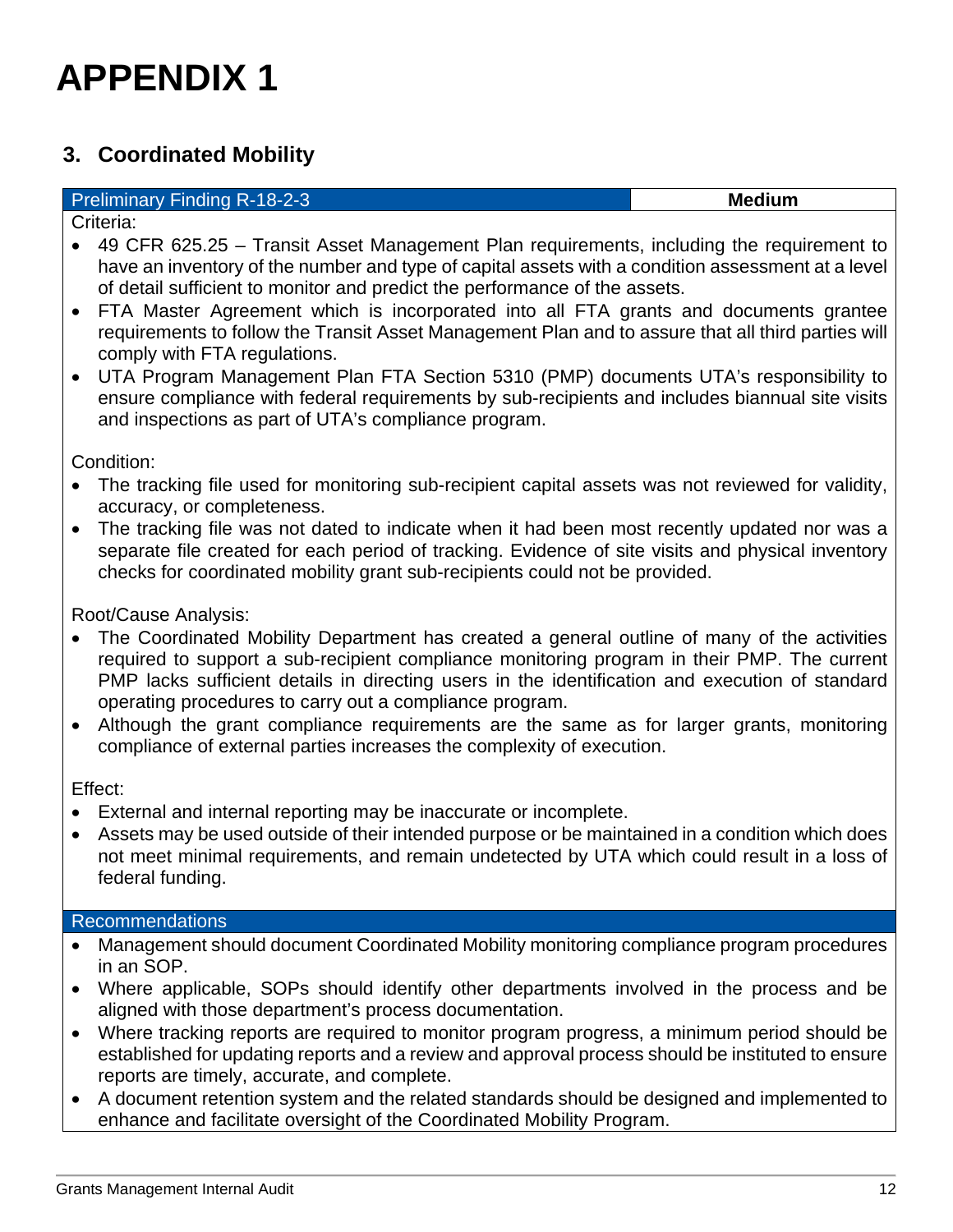# APPENDIX 1

## 3. Coordinated Mobility

| Preliminary Finding R-18-2-3 | **Medium** |
|---|---|

Criteria:

- 49 CFR 625.25 – Transit Asset Management Plan requirements, including the requirement to have an inventory of the number and type of capital assets with a condition assessment at a level of detail sufficient to monitor and predict the performance of the assets.
- FTA Master Agreement which is incorporated into all FTA grants and documents grantee requirements to follow the Transit Asset Management Plan and to assure that all third parties will comply with FTA regulations.
- UTA Program Management Plan FTA Section 5310 (PMP) documents UTA's responsibility to ensure compliance with federal requirements by sub-recipients and includes biannual site visits and inspections as part of UTA's compliance program.

Condition:

- The tracking file used for monitoring sub-recipient capital assets was not reviewed for validity, accuracy, or completeness.
- The tracking file was not dated to indicate when it had been most recently updated nor was a separate file created for each period of tracking. Evidence of site visits and physical inventory checks for coordinated mobility grant sub-recipients could not be provided.

Root/Cause Analysis:

- The Coordinated Mobility Department has created a general outline of many of the activities required to support a sub-recipient compliance monitoring program in their PMP. The current PMP lacks sufficient details in directing users in the identification and execution of standard operating procedures to carry out a compliance program.
- Although the grant compliance requirements are the same as for larger grants, monitoring compliance of external parties increases the complexity of execution.

Effect:

- External and internal reporting may be inaccurate or incomplete.
- Assets may be used outside of their intended purpose or be maintained in a condition which does not meet minimal requirements, and remain undetected by UTA which could result in a loss of federal funding.

### Recommendations

- Management should document Coordinated Mobility monitoring compliance program procedures in an SOP.
- Where applicable, SOPs should identify other departments involved in the process and be aligned with those department's process documentation.
- Where tracking reports are required to monitor program progress, a minimum period should be established for updating reports and a review and approval process should be instituted to ensure reports are timely, accurate, and complete.
- A document retention system and the related standards should be designed and implemented to enhance and facilitate oversight of the Coordinated Mobility Program.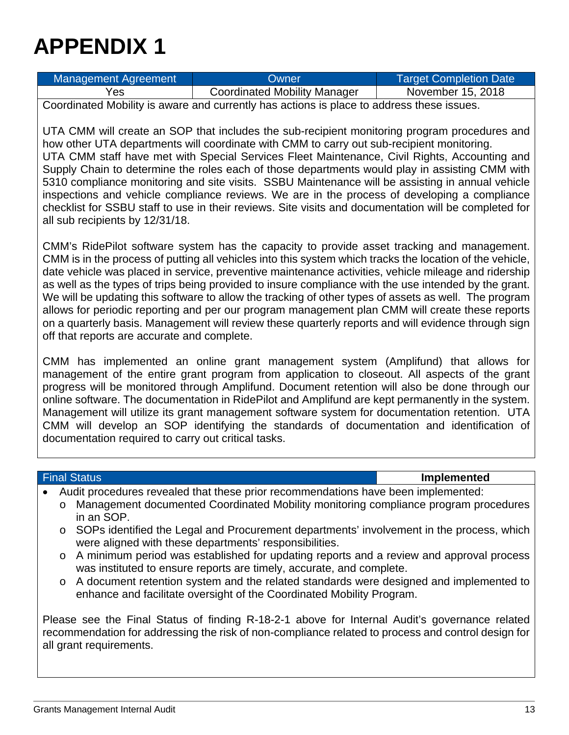# APPENDIX 1

| Management Agreement | Owner | Target Completion Date |
|---|---|---|
| Yes | Coordinated Mobility Manager | November 15, 2018 |

Coordinated Mobility is aware and currently has actions is place to address these issues.

UTA CMM will create an SOP that includes the sub-recipient monitoring program procedures and how other UTA departments will coordinate with CMM to carry out sub-recipient monitoring. UTA CMM staff have met with Special Services Fleet Maintenance, Civil Rights, Accounting and Supply Chain to determine the roles each of those departments would play in assisting CMM with 5310 compliance monitoring and site visits. SSBU Maintenance will be assisting in annual vehicle inspections and vehicle compliance reviews. We are in the process of developing a compliance checklist for SSBU staff to use in their reviews. Site visits and documentation will be completed for all sub recipients by 12/31/18.

CMM's RidePilot software system has the capacity to provide asset tracking and management. CMM is in the process of putting all vehicles into this system which tracks the location of the vehicle, date vehicle was placed in service, preventive maintenance activities, vehicle mileage and ridership as well as the types of trips being provided to insure compliance with the use intended by the grant. We will be updating this software to allow the tracking of other types of assets as well. The program allows for periodic reporting and per our program management plan CMM will create these reports on a quarterly basis. Management will review these quarterly reports and will evidence through sign off that reports are accurate and complete.

CMM has implemented an online grant management system (Amplifund) that allows for management of the entire grant program from application to closeout. All aspects of the grant progress will be monitored through Amplifund. Document retention will also be done through our online software. The documentation in RidePilot and Amplifund are kept permanently in the system. Management will utilize its grant management software system for documentation retention. UTA CMM will develop an SOP identifying the standards of documentation and identification of documentation required to carry out critical tasks.

| Final Status | **Implemented** |
|---|---|

- Audit procedures revealed that these prior recommendations have been implemented:
  - Management documented Coordinated Mobility monitoring compliance program procedures in an SOP.
  - SOPs identified the Legal and Procurement departments' involvement in the process, which were aligned with these departments' responsibilities.
  - A minimum period was established for updating reports and a review and approval process was instituted to ensure reports are timely, accurate, and complete.
  - A document retention system and the related standards were designed and implemented to enhance and facilitate oversight of the Coordinated Mobility Program.

Please see the Final Status of finding R-18-2-1 above for Internal Audit's governance related recommendation for addressing the risk of non-compliance related to process and control design for all grant requirements.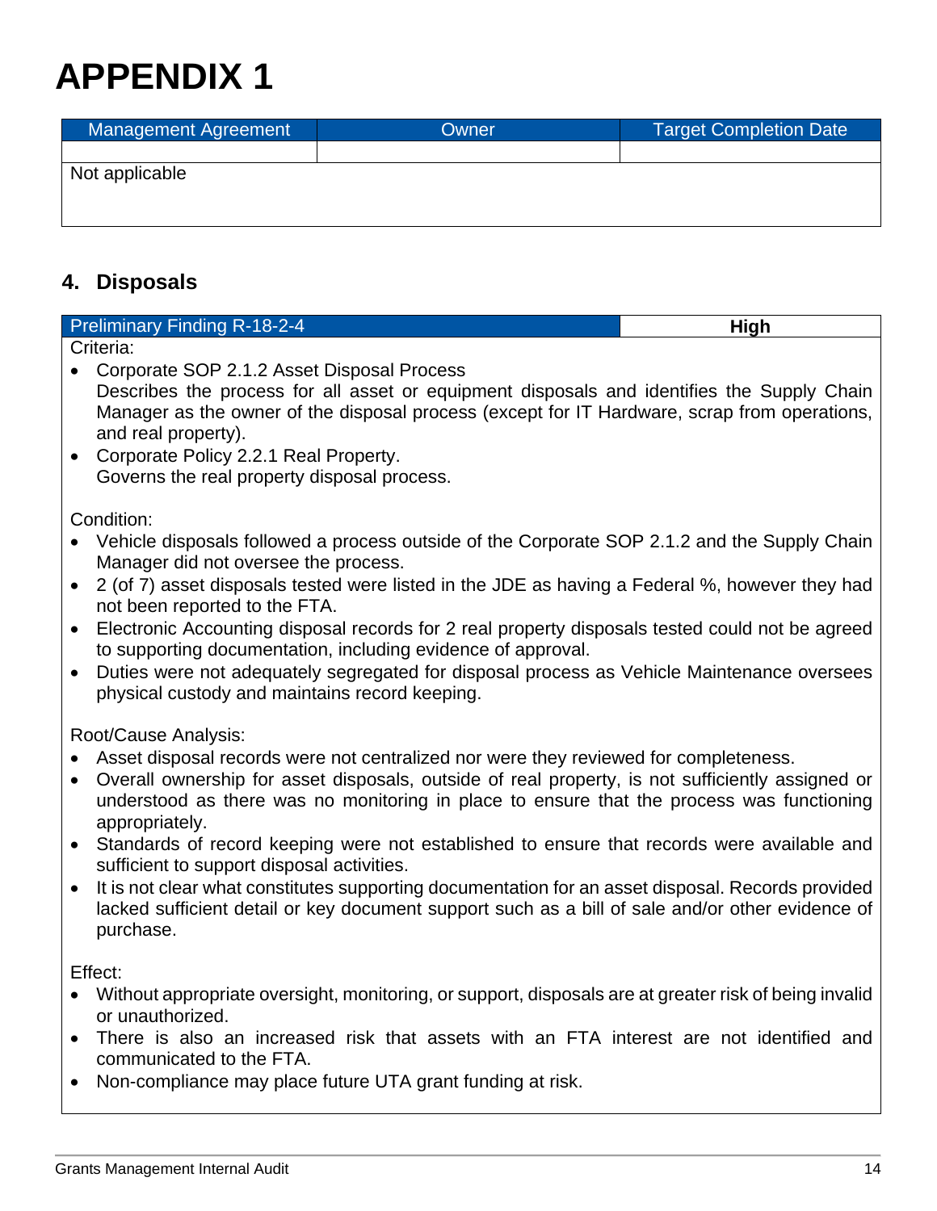# APPENDIX 1

| Management Agreement | Owner | Target Completion Date |
|---|---|---|
| | | |
| Not applicable | | |

## 4. Disposals

| Preliminary Finding R-18-2-4 | **High** |
|---|---|

Criteria:

- Corporate SOP 2.1.2 Asset Disposal Process
  Describes the process for all asset or equipment disposals and identifies the Supply Chain Manager as the owner of the disposal process (except for IT Hardware, scrap from operations, and real property).
- Corporate Policy 2.2.1 Real Property.
  Governs the real property disposal process.

Condition:

- Vehicle disposals followed a process outside of the Corporate SOP 2.1.2 and the Supply Chain Manager did not oversee the process.
- 2 (of 7) asset disposals tested were listed in the JDE as having a Federal %, however they had not been reported to the FTA.
- Electronic Accounting disposal records for 2 real property disposals tested could not be agreed to supporting documentation, including evidence of approval.
- Duties were not adequately segregated for disposal process as Vehicle Maintenance oversees physical custody and maintains record keeping.

Root/Cause Analysis:

- Asset disposal records were not centralized nor were they reviewed for completeness.
- Overall ownership for asset disposals, outside of real property, is not sufficiently assigned or understood as there was no monitoring in place to ensure that the process was functioning appropriately.
- Standards of record keeping were not established to ensure that records were available and sufficient to support disposal activities.
- It is not clear what constitutes supporting documentation for an asset disposal. Records provided lacked sufficient detail or key document support such as a bill of sale and/or other evidence of purchase.

Effect:

- Without appropriate oversight, monitoring, or support, disposals are at greater risk of being invalid or unauthorized.
- There is also an increased risk that assets with an FTA interest are not identified and communicated to the FTA.
- Non-compliance may place future UTA grant funding at risk.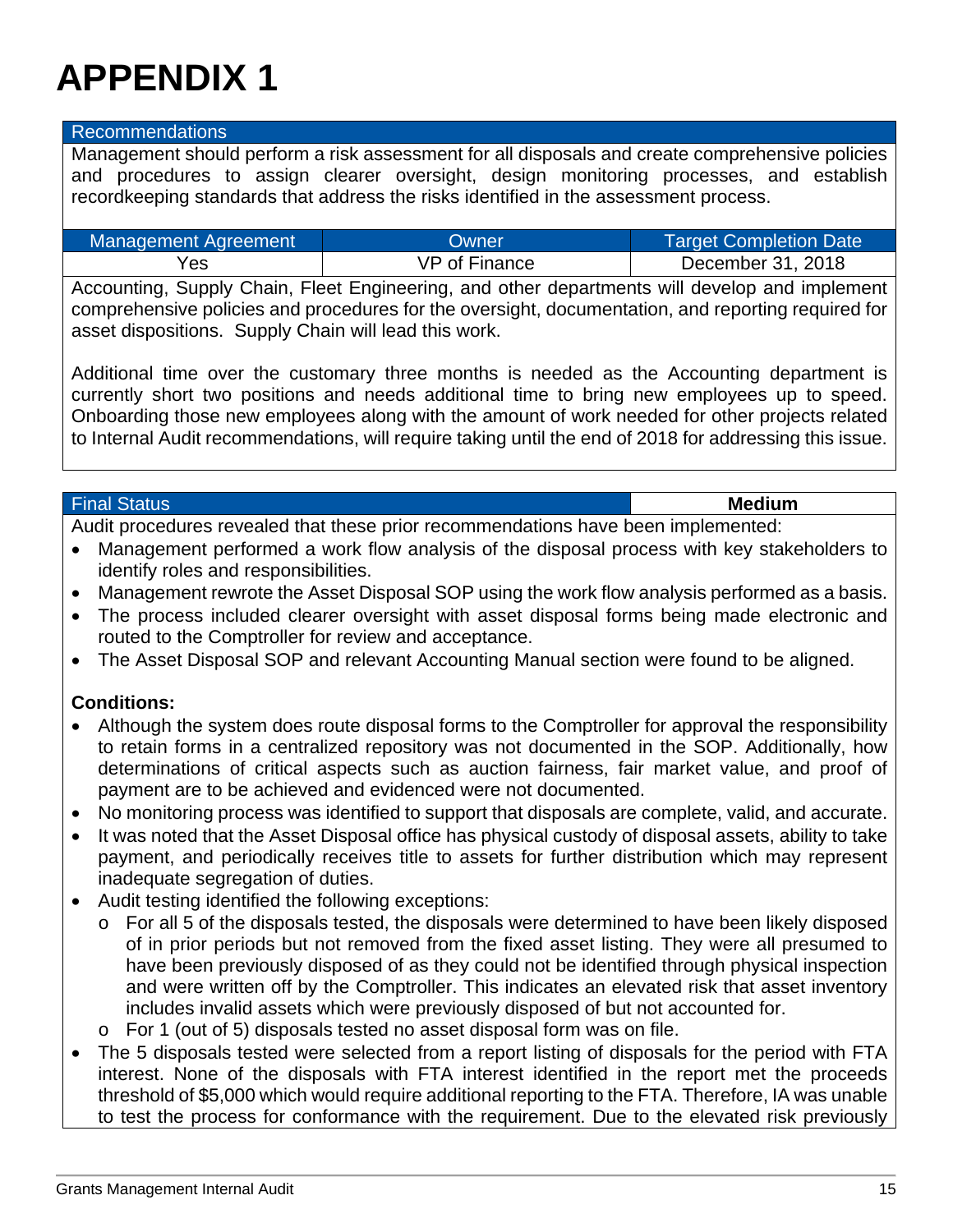# APPENDIX 1

| Recommendations |
|---|
| Management should perform a risk assessment for all disposals and create comprehensive policies and procedures to assign clearer oversight, design monitoring processes, and establish recordkeeping standards that address the risks identified in the assessment process. |

| Management Agreement | Owner | Target Completion Date |
|---|---|---|
| Yes | VP of Finance | December 31, 2018 |

Accounting, Supply Chain, Fleet Engineering, and other departments will develop and implement comprehensive policies and procedures for the oversight, documentation, and reporting required for asset dispositions. Supply Chain will lead this work.

Additional time over the customary three months is needed as the Accounting department is currently short two positions and needs additional time to bring new employees up to speed. Onboarding those new employees along with the amount of work needed for other projects related to Internal Audit recommendations, will require taking until the end of 2018 for addressing this issue.

| Final Status | Medium |
|---|---|

Audit procedures revealed that these prior recommendations have been implemented:

- Management performed a work flow analysis of the disposal process with key stakeholders to identify roles and responsibilities.
- Management rewrote the Asset Disposal SOP using the work flow analysis performed as a basis.
- The process included clearer oversight with asset disposal forms being made electronic and routed to the Comptroller for review and acceptance.
- The Asset Disposal SOP and relevant Accounting Manual section were found to be aligned.

**Conditions:**

- Although the system does route disposal forms to the Comptroller for approval the responsibility to retain forms in a centralized repository was not documented in the SOP. Additionally, how determinations of critical aspects such as auction fairness, fair market value, and proof of payment are to be achieved and evidenced were not documented.
- No monitoring process was identified to support that disposals are complete, valid, and accurate.
- It was noted that the Asset Disposal office has physical custody of disposal assets, ability to take payment, and periodically receives title to assets for further distribution which may represent inadequate segregation of duties.
- Audit testing identified the following exceptions:
  - For all 5 of the disposals tested, the disposals were determined to have been likely disposed of in prior periods but not removed from the fixed asset listing. They were all presumed to have been previously disposed of as they could not be identified through physical inspection and were written off by the Comptroller. This indicates an elevated risk that asset inventory includes invalid assets which were previously disposed of but not accounted for.
  - For 1 (out of 5) disposals tested no asset disposal form was on file.
- The 5 disposals tested were selected from a report listing of disposals for the period with FTA interest. None of the disposals with FTA interest identified in the report met the proceeds threshold of $5,000 which would require additional reporting to the FTA. Therefore, IA was unable to test the process for conformance with the requirement. Due to the elevated risk previously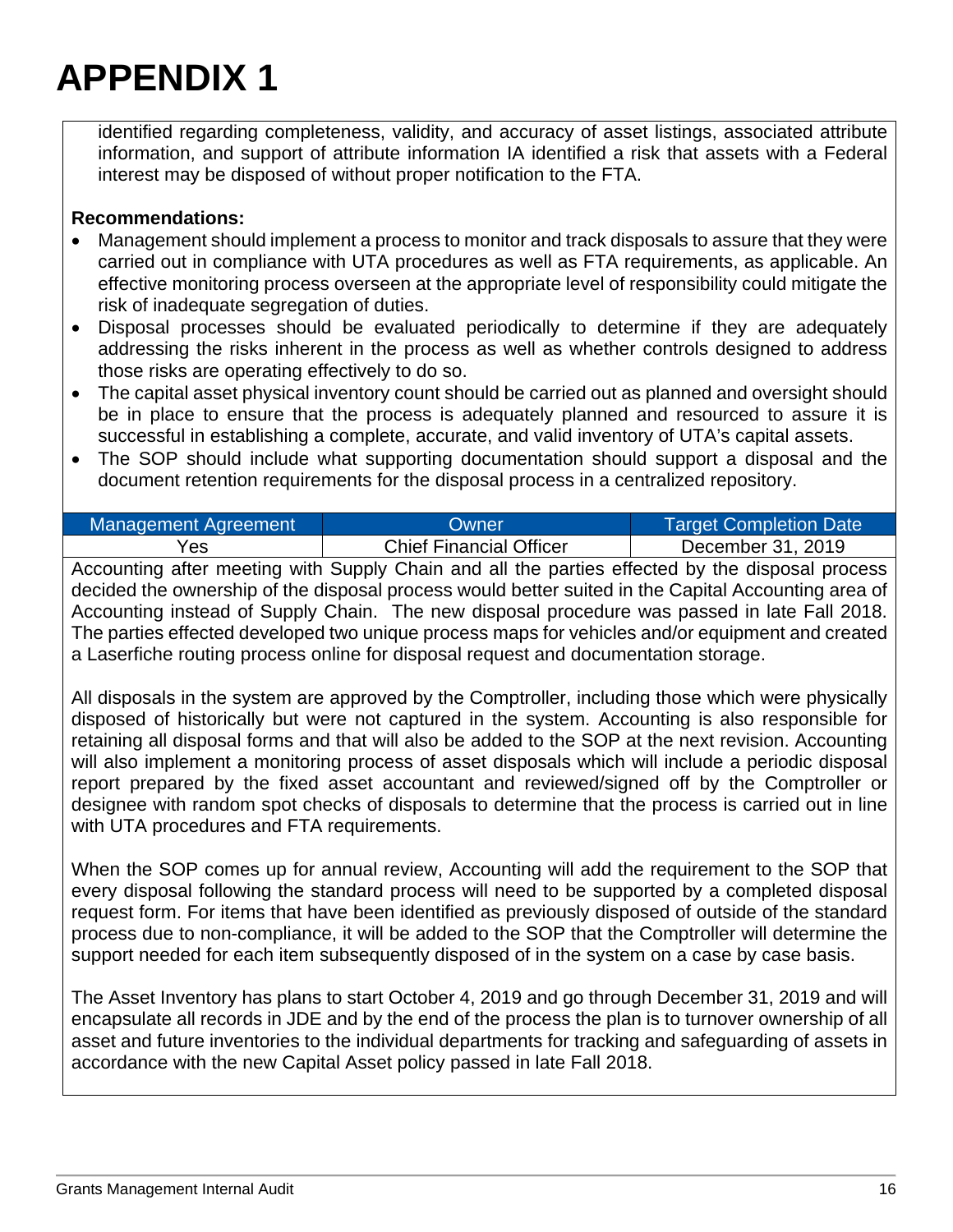# APPENDIX 1

identified regarding completeness, validity, and accuracy of asset listings, associated attribute information, and support of attribute information IA identified a risk that assets with a Federal interest may be disposed of without proper notification to the FTA.

**Recommendations:**

- Management should implement a process to monitor and track disposals to assure that they were carried out in compliance with UTA procedures as well as FTA requirements, as applicable. An effective monitoring process overseen at the appropriate level of responsibility could mitigate the risk of inadequate segregation of duties.
- Disposal processes should be evaluated periodically to determine if they are adequately addressing the risks inherent in the process as well as whether controls designed to address those risks are operating effectively to do so.
- The capital asset physical inventory count should be carried out as planned and oversight should be in place to ensure that the process is adequately planned and resourced to assure it is successful in establishing a complete, accurate, and valid inventory of UTA's capital assets.
- The SOP should include what supporting documentation should support a disposal and the document retention requirements for the disposal process in a centralized repository.

| Management Agreement | Owner | Target Completion Date |
|---|---|---|
| Yes | Chief Financial Officer | December 31, 2019 |

Accounting after meeting with Supply Chain and all the parties effected by the disposal process decided the ownership of the disposal process would better suited in the Capital Accounting area of Accounting instead of Supply Chain. The new disposal procedure was passed in late Fall 2018. The parties effected developed two unique process maps for vehicles and/or equipment and created a Laserfiche routing process online for disposal request and documentation storage.

All disposals in the system are approved by the Comptroller, including those which were physically disposed of historically but were not captured in the system. Accounting is also responsible for retaining all disposal forms and that will also be added to the SOP at the next revision. Accounting will also implement a monitoring process of asset disposals which will include a periodic disposal report prepared by the fixed asset accountant and reviewed/signed off by the Comptroller or designee with random spot checks of disposals to determine that the process is carried out in line with UTA procedures and FTA requirements.

When the SOP comes up for annual review, Accounting will add the requirement to the SOP that every disposal following the standard process will need to be supported by a completed disposal request form. For items that have been identified as previously disposed of outside of the standard process due to non-compliance, it will be added to the SOP that the Comptroller will determine the support needed for each item subsequently disposed of in the system on a case by case basis.

The Asset Inventory has plans to start October 4, 2019 and go through December 31, 2019 and will encapsulate all records in JDE and by the end of the process the plan is to turnover ownership of all asset and future inventories to the individual departments for tracking and safeguarding of assets in accordance with the new Capital Asset policy passed in late Fall 2018.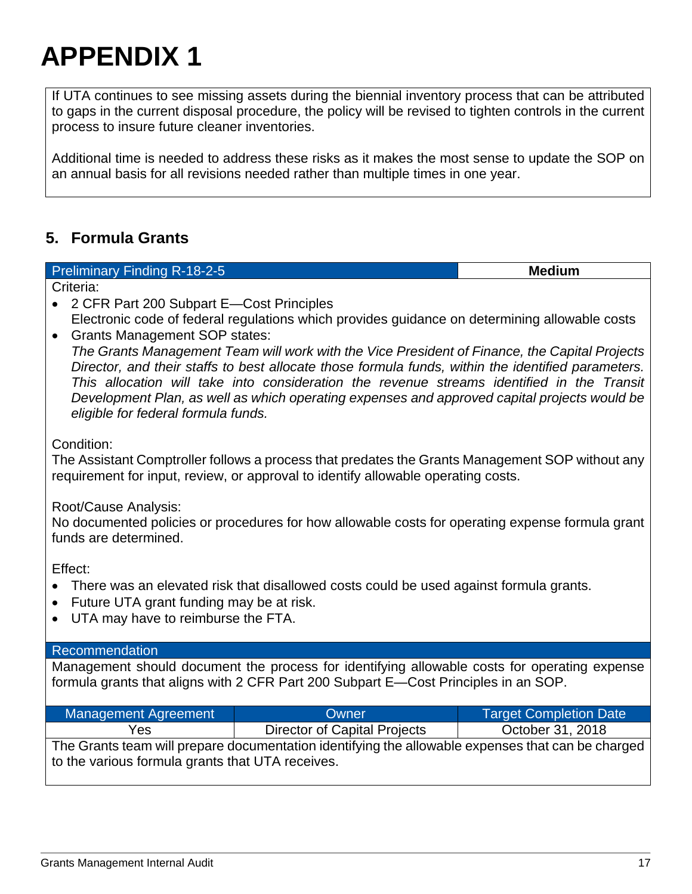# APPENDIX 1

If UTA continues to see missing assets during the biennial inventory process that can be attributed to gaps in the current disposal procedure, the policy will be revised to tighten controls in the current process to insure future cleaner inventories.

Additional time is needed to address these risks as it makes the most sense to update the SOP on an annual basis for all revisions needed rather than multiple times in one year.

## 5. Formula Grants

| Preliminary Finding R-18-2-5 | Medium |
|---|---|

Criteria:

- 2 CFR Part 200 Subpart E—Cost Principles
  Electronic code of federal regulations which provides guidance on determining allowable costs
- Grants Management SOP states:
  *The Grants Management Team will work with the Vice President of Finance, the Capital Projects Director, and their staffs to best allocate those formula funds, within the identified parameters. This allocation will take into consideration the revenue streams identified in the Transit Development Plan, as well as which operating expenses and approved capital projects would be eligible for federal formula funds.*

Condition:
The Assistant Comptroller follows a process that predates the Grants Management SOP without any requirement for input, review, or approval to identify allowable operating costs.

Root/Cause Analysis:
No documented policies or procedures for how allowable costs for operating expense formula grant funds are determined.

Effect:

- There was an elevated risk that disallowed costs could be used against formula grants.
- Future UTA grant funding may be at risk.
- UTA may have to reimburse the FTA.

**Recommendation**

Management should document the process for identifying allowable costs for operating expense formula grants that aligns with 2 CFR Part 200 Subpart E—Cost Principles in an SOP.

| Management Agreement | Owner | Target Completion Date |
|---|---|---|
| Yes | Director of Capital Projects | October 31, 2018 |

The Grants team will prepare documentation identifying the allowable expenses that can be charged to the various formula grants that UTA receives.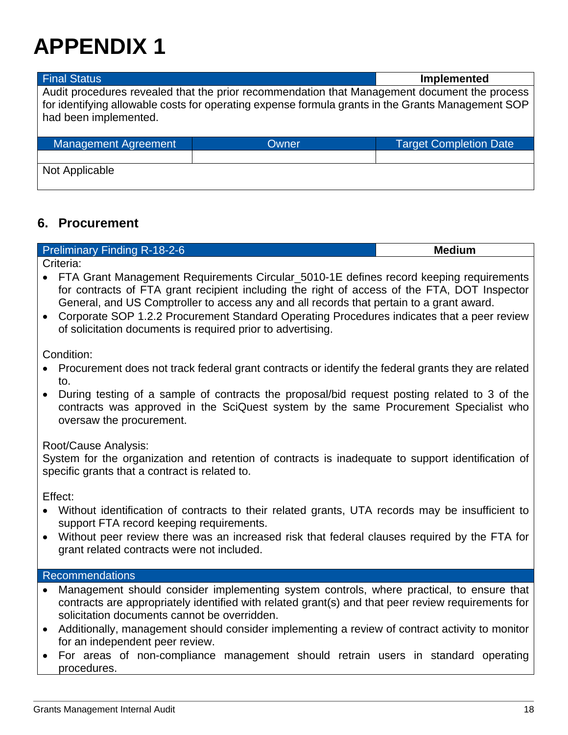# APPENDIX 1

| Final Status | Implemented |
|---|---|
| Audit procedures revealed that the prior recommendation that Management document the process for identifying allowable costs for operating expense formula grants in the Grants Management SOP had been implemented. | |

| Management Agreement | Owner | Target Completion Date |
|---|---|---|
| | | |
| Not Applicable | | |

## 6. Procurement

| Preliminary Finding R-18-2-6 | Medium |
|---|---|

Criteria:

- FTA Grant Management Requirements Circular_5010-1E defines record keeping requirements for contracts of FTA grant recipient including the right of access of the FTA, DOT Inspector General, and US Comptroller to access any and all records that pertain to a grant award.
- Corporate SOP 1.2.2 Procurement Standard Operating Procedures indicates that a peer review of solicitation documents is required prior to advertising.

Condition:

- Procurement does not track federal grant contracts or identify the federal grants they are related to.
- During testing of a sample of contracts the proposal/bid request posting related to 3 of the contracts was approved in the SciQuest system by the same Procurement Specialist who oversaw the procurement.

Root/Cause Analysis:

System for the organization and retention of contracts is inadequate to support identification of specific grants that a contract is related to.

Effect:

- Without identification of contracts to their related grants, UTA records may be insufficient to support FTA record keeping requirements.
- Without peer review there was an increased risk that federal clauses required by the FTA for grant related contracts were not included.

**Recommendations**

- Management should consider implementing system controls, where practical, to ensure that contracts are appropriately identified with related grant(s) and that peer review requirements for solicitation documents cannot be overridden.
- Additionally, management should consider implementing a review of contract activity to monitor for an independent peer review.
- For areas of non-compliance management should retrain users in standard operating procedures.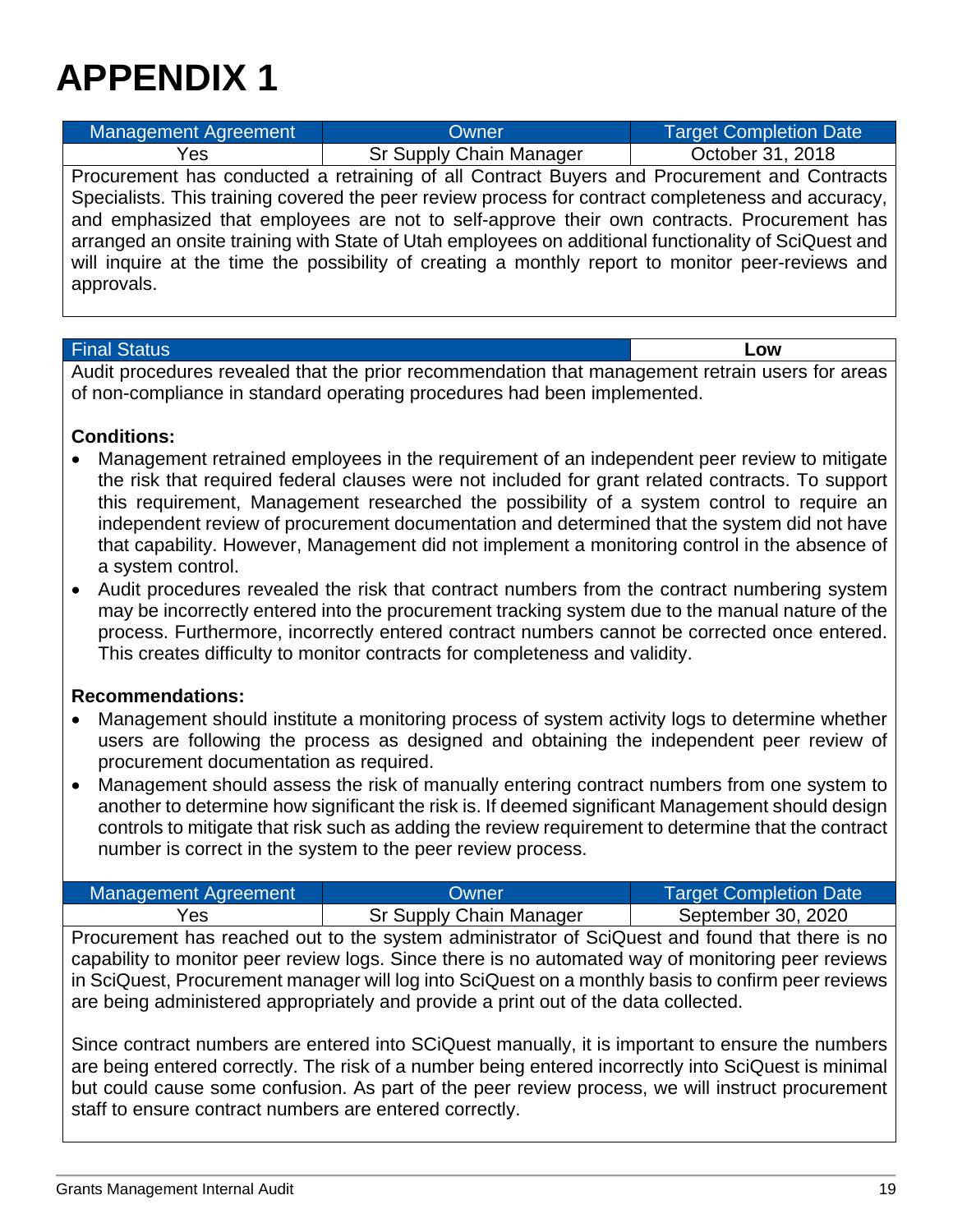# APPENDIX 1

| Management Agreement | Owner | Target Completion Date |
|---|---|---|
| Yes | Sr Supply Chain Manager | October 31, 2018 |

Procurement has conducted a retraining of all Contract Buyers and Procurement and Contracts Specialists. This training covered the peer review process for contract completeness and accuracy, and emphasized that employees are not to self-approve their own contracts. Procurement has arranged an onsite training with State of Utah employees on additional functionality of SciQuest and will inquire at the time the possibility of creating a monthly report to monitor peer-reviews and approvals.

| Final Status | Low |
|---|---|

Audit procedures revealed that the prior recommendation that management retrain users for areas of non-compliance in standard operating procedures had been implemented.

**Conditions:**

- Management retrained employees in the requirement of an independent peer review to mitigate the risk that required federal clauses were not included for grant related contracts. To support this requirement, Management researched the possibility of a system control to require an independent review of procurement documentation and determined that the system did not have that capability. However, Management did not implement a monitoring control in the absence of a system control.
- Audit procedures revealed the risk that contract numbers from the contract numbering system may be incorrectly entered into the procurement tracking system due to the manual nature of the process. Furthermore, incorrectly entered contract numbers cannot be corrected once entered. This creates difficulty to monitor contracts for completeness and validity.

**Recommendations:**

- Management should institute a monitoring process of system activity logs to determine whether users are following the process as designed and obtaining the independent peer review of procurement documentation as required.
- Management should assess the risk of manually entering contract numbers from one system to another to determine how significant the risk is. If deemed significant Management should design controls to mitigate that risk such as adding the review requirement to determine that the contract number is correct in the system to the peer review process.

| Management Agreement | Owner | Target Completion Date |
|---|---|---|
| Yes | Sr Supply Chain Manager | September 30, 2020 |

Procurement has reached out to the system administrator of SciQuest and found that there is no capability to monitor peer review logs. Since there is no automated way of monitoring peer reviews in SciQuest, Procurement manager will log into SciQuest on a monthly basis to confirm peer reviews are being administered appropriately and provide a print out of the data collected.

Since contract numbers are entered into SCiQuest manually, it is important to ensure the numbers are being entered correctly. The risk of a number being entered incorrectly into SciQuest is minimal but could cause some confusion. As part of the peer review process, we will instruct procurement staff to ensure contract numbers are entered correctly.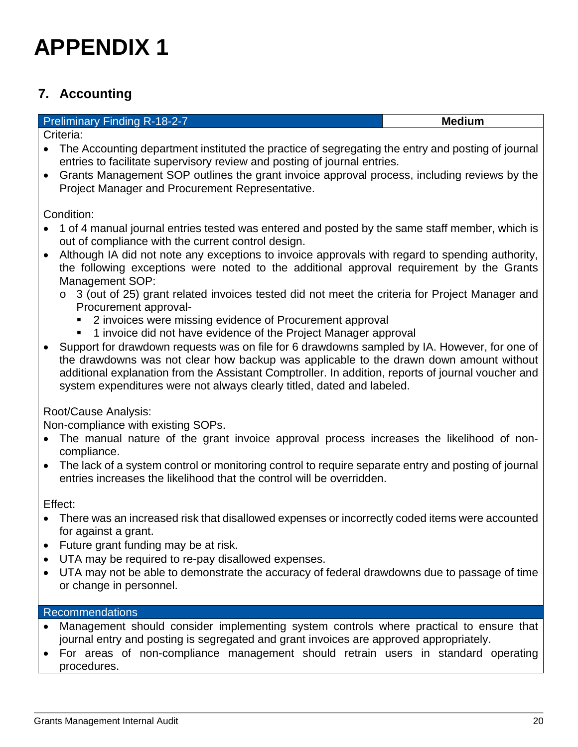# APPENDIX 1

## 7. Accounting

| Preliminary Finding R-18-2-7 | **Medium** |
|---|---|

Criteria:

- The Accounting department instituted the practice of segregating the entry and posting of journal entries to facilitate supervisory review and posting of journal entries.
- Grants Management SOP outlines the grant invoice approval process, including reviews by the Project Manager and Procurement Representative.

Condition:

- 1 of 4 manual journal entries tested was entered and posted by the same staff member, which is out of compliance with the current control design.
- Although IA did not note any exceptions to invoice approvals with regard to spending authority, the following exceptions were noted to the additional approval requirement by the Grants Management SOP:
  - 3 (out of 25) grant related invoices tested did not meet the criteria for Project Manager and Procurement approval-
    - 2 invoices were missing evidence of Procurement approval
    - 1 invoice did not have evidence of the Project Manager approval
- Support for drawdown requests was on file for 6 drawdowns sampled by IA. However, for one of the drawdowns was not clear how backup was applicable to the drawn down amount without additional explanation from the Assistant Comptroller. In addition, reports of journal voucher and system expenditures were not always clearly titled, dated and labeled.

Root/Cause Analysis:

Non-compliance with existing SOPs.

- The manual nature of the grant invoice approval process increases the likelihood of non-compliance.
- The lack of a system control or monitoring control to require separate entry and posting of journal entries increases the likelihood that the control will be overridden.

Effect:

- There was an increased risk that disallowed expenses or incorrectly coded items were accounted for against a grant.
- Future grant funding may be at risk.
- UTA may be required to re-pay disallowed expenses.
- UTA may not be able to demonstrate the accuracy of federal drawdowns due to passage of time or change in personnel.

**Recommendations**

- Management should consider implementing system controls where practical to ensure that journal entry and posting is segregated and grant invoices are approved appropriately.
- For areas of non-compliance management should retrain users in standard operating procedures.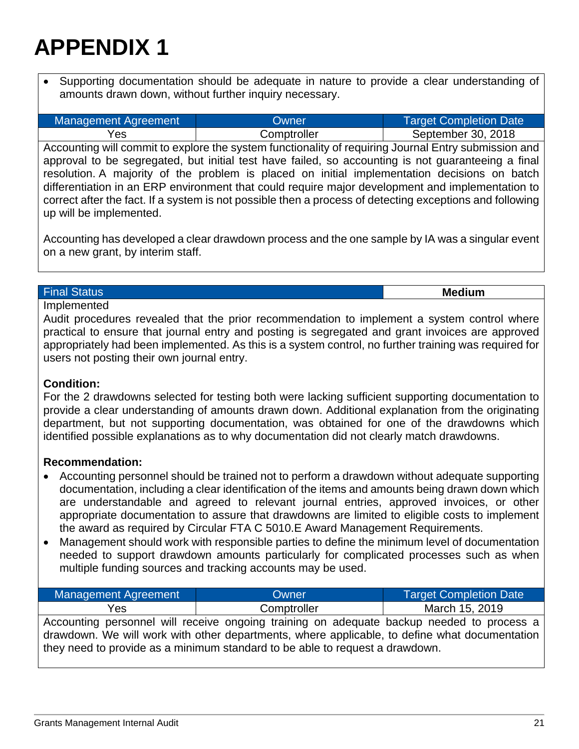# APPENDIX 1

- Supporting documentation should be adequate in nature to provide a clear understanding of amounts drawn down, without further inquiry necessary.

| Management Agreement | Owner | Target Completion Date |
|---|---|---|
| Yes | Comptroller | September 30, 2018 |

Accounting will commit to explore the system functionality of requiring Journal Entry submission and approval to be segregated, but initial test have failed, so accounting is not guaranteeing a final resolution. A majority of the problem is placed on initial implementation decisions on batch differentiation in an ERP environment that could require major development and implementation to correct after the fact. If a system is not possible then a process of detecting exceptions and following up will be implemented.

Accounting has developed a clear drawdown process and the one sample by IA was a singular event on a new grant, by interim staff.

| Final Status | Medium |
|---|---|

Implemented

Audit procedures revealed that the prior recommendation to implement a system control where practical to ensure that journal entry and posting is segregated and grant invoices are approved appropriately had been implemented. As this is a system control, no further training was required for users not posting their own journal entry.

**Condition:**

For the 2 drawdowns selected for testing both were lacking sufficient supporting documentation to provide a clear understanding of amounts drawn down. Additional explanation from the originating department, but not supporting documentation, was obtained for one of the drawdowns which identified possible explanations as to why documentation did not clearly match drawdowns.

**Recommendation:**

- Accounting personnel should be trained not to perform a drawdown without adequate supporting documentation, including a clear identification of the items and amounts being drawn down which are understandable and agreed to relevant journal entries, approved invoices, or other appropriate documentation to assure that drawdowns are limited to eligible costs to implement the award as required by Circular FTA C 5010.E Award Management Requirements.
- Management should work with responsible parties to define the minimum level of documentation needed to support drawdown amounts particularly for complicated processes such as when multiple funding sources and tracking accounts may be used.

| Management Agreement | Owner | Target Completion Date |
|---|---|---|
| Yes | Comptroller | March 15, 2019 |

Accounting personnel will receive ongoing training on adequate backup needed to process a drawdown. We will work with other departments, where applicable, to define what documentation they need to provide as a minimum standard to be able to request a drawdown.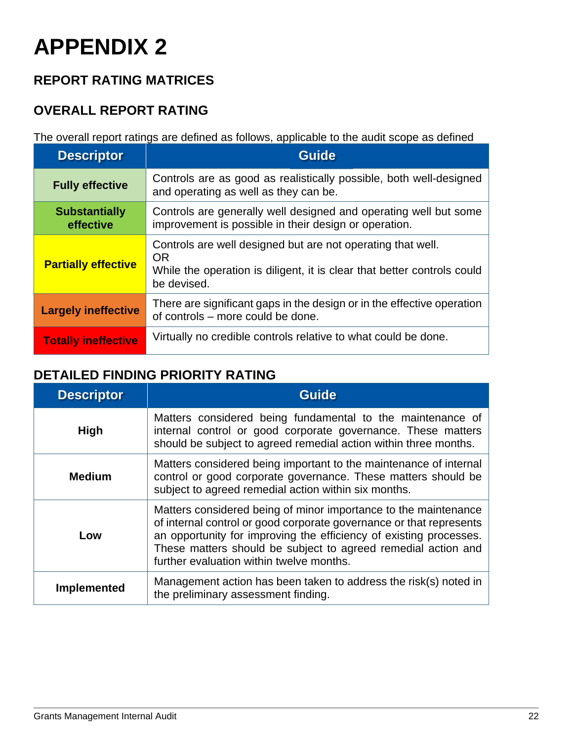# APPENDIX 2

## REPORT RATING MATRICES

## OVERALL REPORT RATING

The overall report ratings are defined as follows, applicable to the audit scope as defined

| Descriptor | Guide |
|---|---|
| **Fully effective** | Controls are as good as realistically possible, both well-designed and operating as well as they can be. |
| **Substantially effective** | Controls are generally well designed and operating well but some improvement is possible in their design or operation. |
| **Partially effective** | Controls are well designed but are not operating that well.<br>OR<br>While the operation is diligent, it is clear that better controls could be devised. |
| **Largely ineffective** | There are significant gaps in the design or in the effective operation of controls – more could be done. |
| **Totally ineffective** | Virtually no credible controls relative to what could be done. |

## DETAILED FINDING PRIORITY RATING

| Descriptor | Guide |
|---|---|
| **High** | Matters considered being fundamental to the maintenance of internal control or good corporate governance. These matters should be subject to agreed remedial action within three months. |
| **Medium** | Matters considered being important to the maintenance of internal control or good corporate governance. These matters should be subject to agreed remedial action within six months. |
| **Low** | Matters considered being of minor importance to the maintenance of internal control or good corporate governance or that represents an opportunity for improving the efficiency of existing processes. These matters should be subject to agreed remedial action and further evaluation within twelve months. |
| **Implemented** | Management action has been taken to address the risk(s) noted in the preliminary assessment finding. |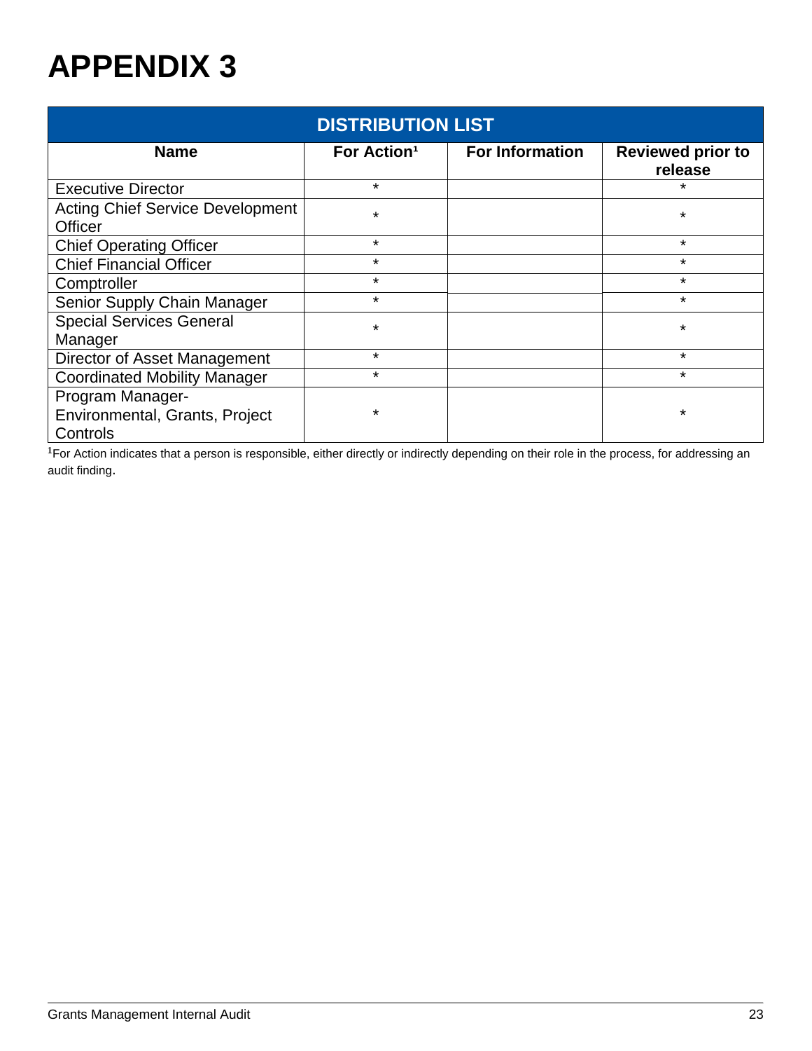# APPENDIX 3

| DISTRIBUTION LIST | | | |
|---|---|---|---|
| **Name** | **For Action[1]** | **For Information** | **Reviewed prior to release** |
| Executive Director | * | | * |
| Acting Chief Service Development Officer | * | | * |
| Chief Operating Officer | * | | * |
| Chief Financial Officer | * | | * |
| Comptroller | * | | * |
| Senior Supply Chain Manager | * | | * |
| Special Services General Manager | * | | * |
| Director of Asset Management | * | | * |
| Coordinated Mobility Manager | * | | * |
| Program Manager- Environmental, Grants, Project Controls | * | | * |

[1]For Action indicates that a person is responsible, either directly or indirectly depending on their role in the process, for addressing an audit finding.